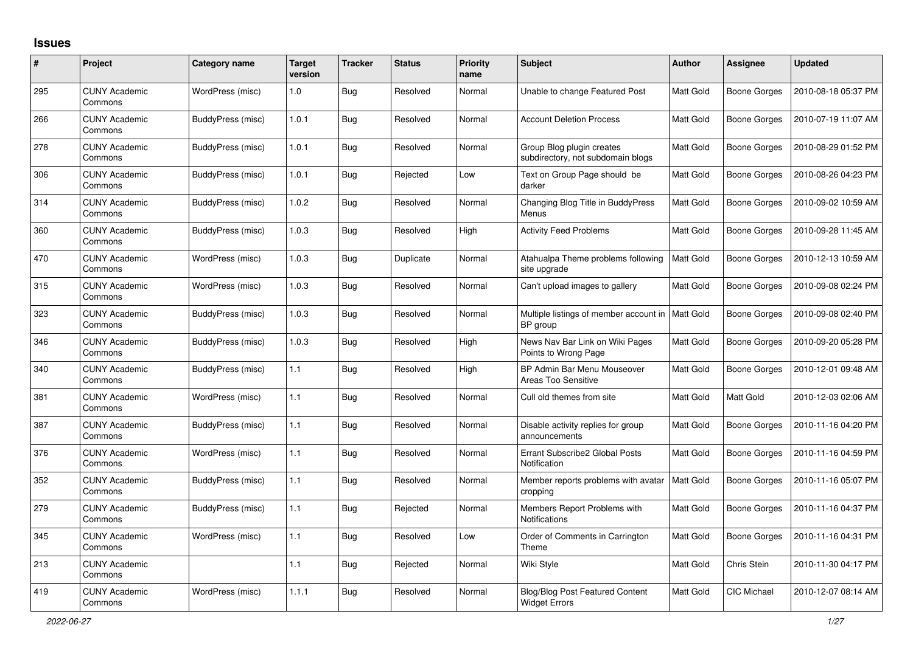# Issues

| # | Project | Category name | Target version | Tracker | Status | Priority name | Subject | Author | Assignee | Updated |
|---|---|---|---|---|---|---|---|---|---|---|
| 295 | CUNY Academic Commons | WordPress (misc) | 1.0 | Bug | Resolved | Normal | Unable to change Featured Post | Matt Gold | Boone Gorges | 2010-08-18 05:37 PM |
| 266 | CUNY Academic Commons | BuddyPress (misc) | 1.0.1 | Bug | Resolved | Normal | Account Deletion Process | Matt Gold | Boone Gorges | 2010-07-19 11:07 AM |
| 278 | CUNY Academic Commons | BuddyPress (misc) | 1.0.1 | Bug | Resolved | Normal | Group Blog plugin creates subdirectory, not subdomain blogs | Matt Gold | Boone Gorges | 2010-08-29 01:52 PM |
| 306 | CUNY Academic Commons | BuddyPress (misc) | 1.0.1 | Bug | Rejected | Low | Text on Group Page should be darker | Matt Gold | Boone Gorges | 2010-08-26 04:23 PM |
| 314 | CUNY Academic Commons | BuddyPress (misc) | 1.0.2 | Bug | Resolved | Normal | Changing Blog Title in BuddyPress Menus | Matt Gold | Boone Gorges | 2010-09-02 10:59 AM |
| 360 | CUNY Academic Commons | BuddyPress (misc) | 1.0.3 | Bug | Resolved | High | Activity Feed Problems | Matt Gold | Boone Gorges | 2010-09-28 11:45 AM |
| 470 | CUNY Academic Commons | WordPress (misc) | 1.0.3 | Bug | Duplicate | Normal | Atahualpa Theme problems following site upgrade | Matt Gold | Boone Gorges | 2010-12-13 10:59 AM |
| 315 | CUNY Academic Commons | WordPress (misc) | 1.0.3 | Bug | Resolved | Normal | Can't upload images to gallery | Matt Gold | Boone Gorges | 2010-09-08 02:24 PM |
| 323 | CUNY Academic Commons | BuddyPress (misc) | 1.0.3 | Bug | Resolved | Normal | Multiple listings of member account in BP group | Matt Gold | Boone Gorges | 2010-09-08 02:40 PM |
| 346 | CUNY Academic Commons | BuddyPress (misc) | 1.0.3 | Bug | Resolved | High | News Nav Bar Link on Wiki Pages Points to Wrong Page | Matt Gold | Boone Gorges | 2010-09-20 05:28 PM |
| 340 | CUNY Academic Commons | BuddyPress (misc) | 1.1 | Bug | Resolved | High | BP Admin Bar Menu Mouseover Areas Too Sensitive | Matt Gold | Boone Gorges | 2010-12-01 09:48 AM |
| 381 | CUNY Academic Commons | WordPress (misc) | 1.1 | Bug | Resolved | Normal | Cull old themes from site | Matt Gold | Matt Gold | 2010-12-03 02:06 AM |
| 387 | CUNY Academic Commons | BuddyPress (misc) | 1.1 | Bug | Resolved | Normal | Disable activity replies for group announcements | Matt Gold | Boone Gorges | 2010-11-16 04:20 PM |
| 376 | CUNY Academic Commons | WordPress (misc) | 1.1 | Bug | Resolved | Normal | Errant Subscribe2 Global Posts Notification | Matt Gold | Boone Gorges | 2010-11-16 04:59 PM |
| 352 | CUNY Academic Commons | BuddyPress (misc) | 1.1 | Bug | Resolved | Normal | Member reports problems with avatar cropping | Matt Gold | Boone Gorges | 2010-11-16 05:07 PM |
| 279 | CUNY Academic Commons | BuddyPress (misc) | 1.1 | Bug | Rejected | Normal | Members Report Problems with Notifications | Matt Gold | Boone Gorges | 2010-11-16 04:37 PM |
| 345 | CUNY Academic Commons | WordPress (misc) | 1.1 | Bug | Resolved | Low | Order of Comments in Carrington Theme | Matt Gold | Boone Gorges | 2010-11-16 04:31 PM |
| 213 | CUNY Academic Commons | | 1.1 | Bug | Rejected | Normal | Wiki Style | Matt Gold | Chris Stein | 2010-11-30 04:17 PM |
| 419 | CUNY Academic Commons | WordPress (misc) | 1.1.1 | Bug | Resolved | Normal | Blog/Blog Post Featured Content Widget Errors | Matt Gold | CIC Michael | 2010-12-07 08:14 AM |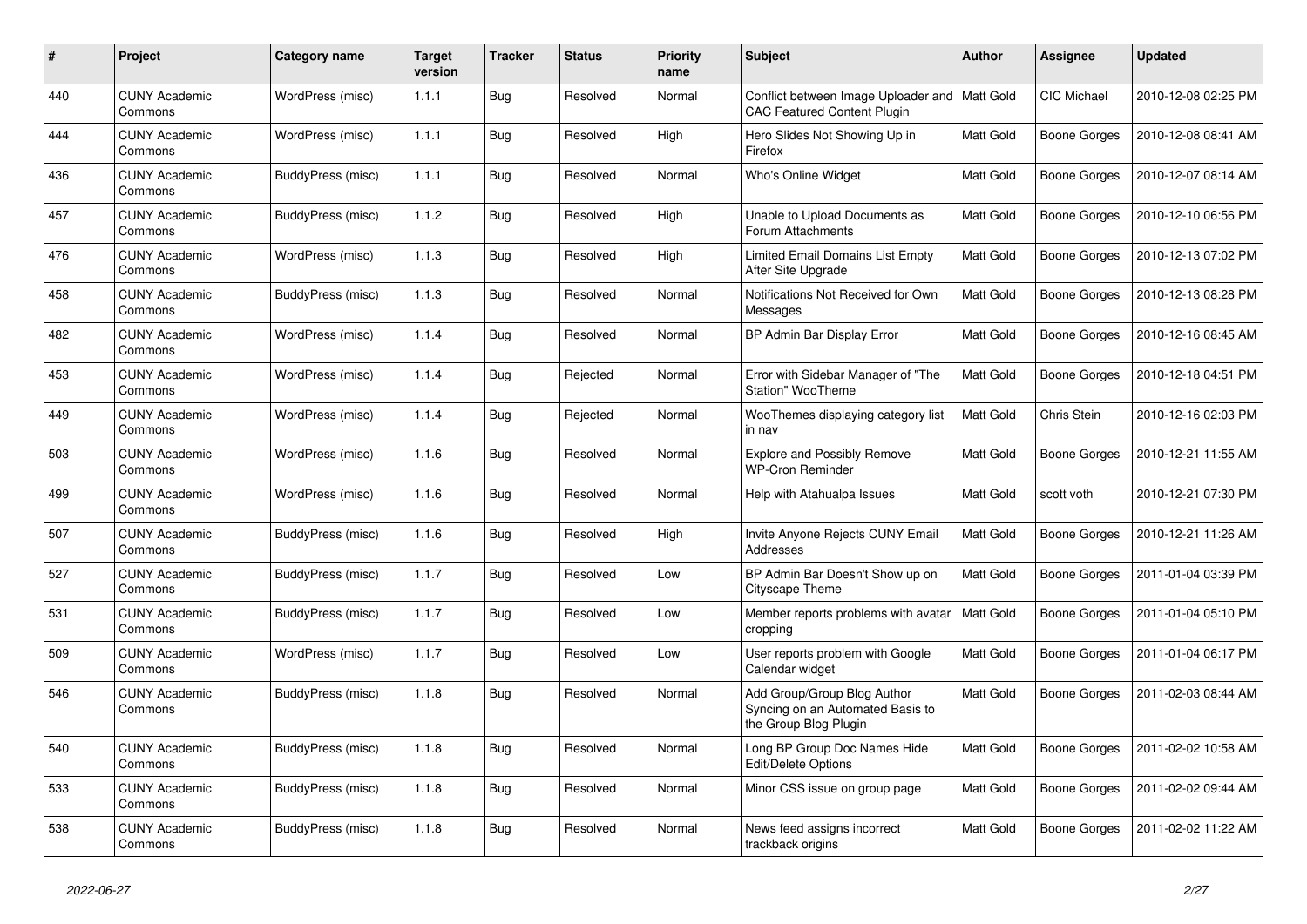| # | Project | Category name | Target version | Tracker | Status | Priority name | Subject | Author | Assignee | Updated |
|---|---|---|---|---|---|---|---|---|---|---|
| 440 | CUNY Academic Commons | WordPress (misc) | 1.1.1 | Bug | Resolved | Normal | Conflict between Image Uploader and CAC Featured Content Plugin | Matt Gold | CIC Michael | 2010-12-08 02:25 PM |
| 444 | CUNY Academic Commons | WordPress (misc) | 1.1.1 | Bug | Resolved | High | Hero Slides Not Showing Up in Firefox | Matt Gold | Boone Gorges | 2010-12-08 08:41 AM |
| 436 | CUNY Academic Commons | BuddyPress (misc) | 1.1.1 | Bug | Resolved | Normal | Who's Online Widget | Matt Gold | Boone Gorges | 2010-12-07 08:14 AM |
| 457 | CUNY Academic Commons | BuddyPress (misc) | 1.1.2 | Bug | Resolved | High | Unable to Upload Documents as Forum Attachments | Matt Gold | Boone Gorges | 2010-12-10 06:56 PM |
| 476 | CUNY Academic Commons | WordPress (misc) | 1.1.3 | Bug | Resolved | High | Limited Email Domains List Empty After Site Upgrade | Matt Gold | Boone Gorges | 2010-12-13 07:02 PM |
| 458 | CUNY Academic Commons | BuddyPress (misc) | 1.1.3 | Bug | Resolved | Normal | Notifications Not Received for Own Messages | Matt Gold | Boone Gorges | 2010-12-13 08:28 PM |
| 482 | CUNY Academic Commons | WordPress (misc) | 1.1.4 | Bug | Resolved | Normal | BP Admin Bar Display Error | Matt Gold | Boone Gorges | 2010-12-16 08:45 AM |
| 453 | CUNY Academic Commons | WordPress (misc) | 1.1.4 | Bug | Rejected | Normal | Error with Sidebar Manager of "The Station" WooTheme | Matt Gold | Boone Gorges | 2010-12-18 04:51 PM |
| 449 | CUNY Academic Commons | WordPress (misc) | 1.1.4 | Bug | Rejected | Normal | WooThemes displaying category list in nav | Matt Gold | Chris Stein | 2010-12-16 02:03 PM |
| 503 | CUNY Academic Commons | WordPress (misc) | 1.1.6 | Bug | Resolved | Normal | Explore and Possibly Remove WP-Cron Reminder | Matt Gold | Boone Gorges | 2010-12-21 11:55 AM |
| 499 | CUNY Academic Commons | WordPress (misc) | 1.1.6 | Bug | Resolved | Normal | Help with Atahualpa Issues | Matt Gold | scott voth | 2010-12-21 07:30 PM |
| 507 | CUNY Academic Commons | BuddyPress (misc) | 1.1.6 | Bug | Resolved | High | Invite Anyone Rejects CUNY Email Addresses | Matt Gold | Boone Gorges | 2010-12-21 11:26 AM |
| 527 | CUNY Academic Commons | BuddyPress (misc) | 1.1.7 | Bug | Resolved | Low | BP Admin Bar Doesn't Show up on Cityscape Theme | Matt Gold | Boone Gorges | 2011-01-04 03:39 PM |
| 531 | CUNY Academic Commons | BuddyPress (misc) | 1.1.7 | Bug | Resolved | Low | Member reports problems with avatar cropping | Matt Gold | Boone Gorges | 2011-01-04 05:10 PM |
| 509 | CUNY Academic Commons | WordPress (misc) | 1.1.7 | Bug | Resolved | Low | User reports problem with Google Calendar widget | Matt Gold | Boone Gorges | 2011-01-04 06:17 PM |
| 546 | CUNY Academic Commons | BuddyPress (misc) | 1.1.8 | Bug | Resolved | Normal | Add Group/Group Blog Author Syncing on an Automated Basis to the Group Blog Plugin | Matt Gold | Boone Gorges | 2011-02-03 08:44 AM |
| 540 | CUNY Academic Commons | BuddyPress (misc) | 1.1.8 | Bug | Resolved | Normal | Long BP Group Doc Names Hide Edit/Delete Options | Matt Gold | Boone Gorges | 2011-02-02 10:58 AM |
| 533 | CUNY Academic Commons | BuddyPress (misc) | 1.1.8 | Bug | Resolved | Normal | Minor CSS issue on group page | Matt Gold | Boone Gorges | 2011-02-02 09:44 AM |
| 538 | CUNY Academic Commons | BuddyPress (misc) | 1.1.8 | Bug | Resolved | Normal | News feed assigns incorrect trackback origins | Matt Gold | Boone Gorges | 2011-02-02 11:22 AM |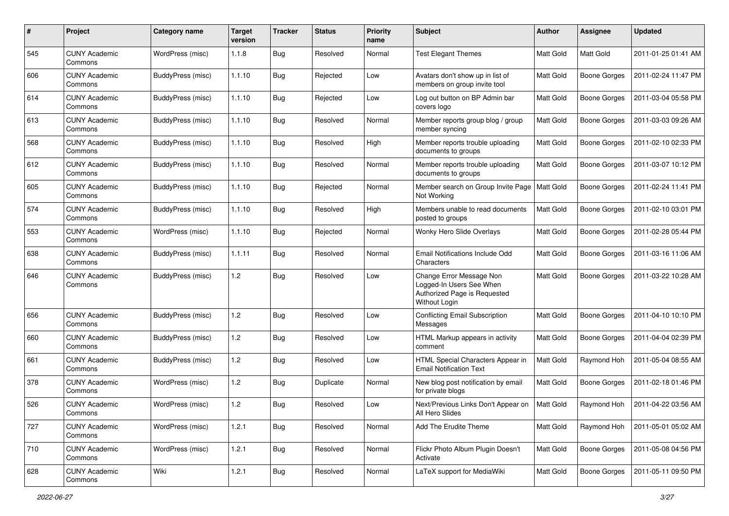| # | Project | Category name | Target version | Tracker | Status | Priority name | Subject | Author | Assignee | Updated |
|---|---|---|---|---|---|---|---|---|---|---|
| 545 | CUNY Academic Commons | WordPress (misc) | 1.1.8 | Bug | Resolved | Normal | Test Elegant Themes | Matt Gold | Matt Gold | 2011-01-25 01:41 AM |
| 606 | CUNY Academic Commons | BuddyPress (misc) | 1.1.10 | Bug | Rejected | Low | Avatars don't show up in list of members on group invite tool | Matt Gold | Boone Gorges | 2011-02-24 11:47 PM |
| 614 | CUNY Academic Commons | BuddyPress (misc) | 1.1.10 | Bug | Rejected | Low | Log out button on BP Admin bar covers logo | Matt Gold | Boone Gorges | 2011-03-04 05:58 PM |
| 613 | CUNY Academic Commons | BuddyPress (misc) | 1.1.10 | Bug | Resolved | Normal | Member reports group blog / group member syncing | Matt Gold | Boone Gorges | 2011-03-03 09:26 AM |
| 568 | CUNY Academic Commons | BuddyPress (misc) | 1.1.10 | Bug | Resolved | High | Member reports trouble uploading documents to groups | Matt Gold | Boone Gorges | 2011-02-10 02:33 PM |
| 612 | CUNY Academic Commons | BuddyPress (misc) | 1.1.10 | Bug | Resolved | Normal | Member reports trouble uploading documents to groups | Matt Gold | Boone Gorges | 2011-03-07 10:12 PM |
| 605 | CUNY Academic Commons | BuddyPress (misc) | 1.1.10 | Bug | Rejected | Normal | Member search on Group Invite Page Not Working | Matt Gold | Boone Gorges | 2011-02-24 11:41 PM |
| 574 | CUNY Academic Commons | BuddyPress (misc) | 1.1.10 | Bug | Resolved | High | Members unable to read documents posted to groups | Matt Gold | Boone Gorges | 2011-02-10 03:01 PM |
| 553 | CUNY Academic Commons | WordPress (misc) | 1.1.10 | Bug | Rejected | Normal | Wonky Hero Slide Overlays | Matt Gold | Boone Gorges | 2011-02-28 05:44 PM |
| 638 | CUNY Academic Commons | BuddyPress (misc) | 1.1.11 | Bug | Resolved | Normal | Email Notifications Include Odd Characters | Matt Gold | Boone Gorges | 2011-03-16 11:06 AM |
| 646 | CUNY Academic Commons | BuddyPress (misc) | 1.2 | Bug | Resolved | Low | Change Error Message Non Logged-In Users See When Authorized Page is Requested Without Login | Matt Gold | Boone Gorges | 2011-03-22 10:28 AM |
| 656 | CUNY Academic Commons | BuddyPress (misc) | 1.2 | Bug | Resolved | Low | Conflicting Email Subscription Messages | Matt Gold | Boone Gorges | 2011-04-10 10:10 PM |
| 660 | CUNY Academic Commons | BuddyPress (misc) | 1.2 | Bug | Resolved | Low | HTML Markup appears in activity comment | Matt Gold | Boone Gorges | 2011-04-04 02:39 PM |
| 661 | CUNY Academic Commons | BuddyPress (misc) | 1.2 | Bug | Resolved | Low | HTML Special Characters Appear in Email Notification Text | Matt Gold | Raymond Hoh | 2011-05-04 08:55 AM |
| 378 | CUNY Academic Commons | WordPress (misc) | 1.2 | Bug | Duplicate | Normal | New blog post notification by email for private blogs | Matt Gold | Boone Gorges | 2011-02-18 01:46 PM |
| 526 | CUNY Academic Commons | WordPress (misc) | 1.2 | Bug | Resolved | Low | Next/Previous Links Don't Appear on All Hero Slides | Matt Gold | Raymond Hoh | 2011-04-22 03:56 AM |
| 727 | CUNY Academic Commons | WordPress (misc) | 1.2.1 | Bug | Resolved | Normal | Add The Erudite Theme | Matt Gold | Raymond Hoh | 2011-05-01 05:02 AM |
| 710 | CUNY Academic Commons | WordPress (misc) | 1.2.1 | Bug | Resolved | Normal | Flickr Photo Album Plugin Doesn't Activate | Matt Gold | Boone Gorges | 2011-05-08 04:56 PM |
| 628 | CUNY Academic Commons | Wiki | 1.2.1 | Bug | Resolved | Normal | LaTeX support for MediaWiki | Matt Gold | Boone Gorges | 2011-05-11 09:50 PM |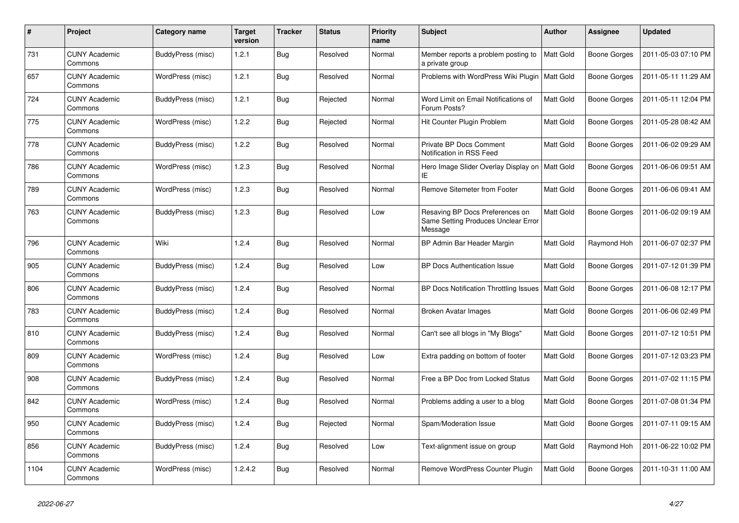| # | Project | Category name | Target version | Tracker | Status | Priority name | Subject | Author | Assignee | Updated |
|---|---|---|---|---|---|---|---|---|---|---|
| 731 | CUNY Academic Commons | BuddyPress (misc) | 1.2.1 | Bug | Resolved | Normal | Member reports a problem posting to a private group | Matt Gold | Boone Gorges | 2011-05-03 07:10 PM |
| 657 | CUNY Academic Commons | WordPress (misc) | 1.2.1 | Bug | Resolved | Normal | Problems with WordPress Wiki Plugin | Matt Gold | Boone Gorges | 2011-05-11 11:29 AM |
| 724 | CUNY Academic Commons | BuddyPress (misc) | 1.2.1 | Bug | Rejected | Normal | Word Limit on Email Notifications of Forum Posts? | Matt Gold | Boone Gorges | 2011-05-11 12:04 PM |
| 775 | CUNY Academic Commons | WordPress (misc) | 1.2.2 | Bug | Rejected | Normal | Hit Counter Plugin Problem | Matt Gold | Boone Gorges | 2011-05-28 08:42 AM |
| 778 | CUNY Academic Commons | BuddyPress (misc) | 1.2.2 | Bug | Resolved | Normal | Private BP Docs Comment Notification in RSS Feed | Matt Gold | Boone Gorges | 2011-06-02 09:29 AM |
| 786 | CUNY Academic Commons | WordPress (misc) | 1.2.3 | Bug | Resolved | Normal | Hero Image Slider Overlay Display on IE | Matt Gold | Boone Gorges | 2011-06-06 09:51 AM |
| 789 | CUNY Academic Commons | WordPress (misc) | 1.2.3 | Bug | Resolved | Normal | Remove Sitemeter from Footer | Matt Gold | Boone Gorges | 2011-06-06 09:41 AM |
| 763 | CUNY Academic Commons | BuddyPress (misc) | 1.2.3 | Bug | Resolved | Low | Resaving BP Docs Preferences on Same Setting Produces Unclear Error Message | Matt Gold | Boone Gorges | 2011-06-02 09:19 AM |
| 796 | CUNY Academic Commons | Wiki | 1.2.4 | Bug | Resolved | Normal | BP Admin Bar Header Margin | Matt Gold | Raymond Hoh | 2011-06-07 02:37 PM |
| 905 | CUNY Academic Commons | BuddyPress (misc) | 1.2.4 | Bug | Resolved | Low | BP Docs Authentication Issue | Matt Gold | Boone Gorges | 2011-07-12 01:39 PM |
| 806 | CUNY Academic Commons | BuddyPress (misc) | 1.2.4 | Bug | Resolved | Normal | BP Docs Notification Throttling Issues | Matt Gold | Boone Gorges | 2011-06-08 12:17 PM |
| 783 | CUNY Academic Commons | BuddyPress (misc) | 1.2.4 | Bug | Resolved | Normal | Broken Avatar Images | Matt Gold | Boone Gorges | 2011-06-06 02:49 PM |
| 810 | CUNY Academic Commons | BuddyPress (misc) | 1.2.4 | Bug | Resolved | Normal | Can't see all blogs in "My Blogs" | Matt Gold | Boone Gorges | 2011-07-12 10:51 PM |
| 809 | CUNY Academic Commons | WordPress (misc) | 1.2.4 | Bug | Resolved | Low | Extra padding on bottom of footer | Matt Gold | Boone Gorges | 2011-07-12 03:23 PM |
| 908 | CUNY Academic Commons | BuddyPress (misc) | 1.2.4 | Bug | Resolved | Normal | Free a BP Doc from Locked Status | Matt Gold | Boone Gorges | 2011-07-02 11:15 PM |
| 842 | CUNY Academic Commons | WordPress (misc) | 1.2.4 | Bug | Resolved | Normal | Problems adding a user to a blog | Matt Gold | Boone Gorges | 2011-07-08 01:34 PM |
| 950 | CUNY Academic Commons | BuddyPress (misc) | 1.2.4 | Bug | Rejected | Normal | Spam/Moderation Issue | Matt Gold | Boone Gorges | 2011-07-11 09:15 AM |
| 856 | CUNY Academic Commons | BuddyPress (misc) | 1.2.4 | Bug | Resolved | Low | Text-alignment issue on group | Matt Gold | Raymond Hoh | 2011-06-22 10:02 PM |
| 1104 | CUNY Academic Commons | WordPress (misc) | 1.2.4.2 | Bug | Resolved | Normal | Remove WordPress Counter Plugin | Matt Gold | Boone Gorges | 2011-10-31 11:00 AM |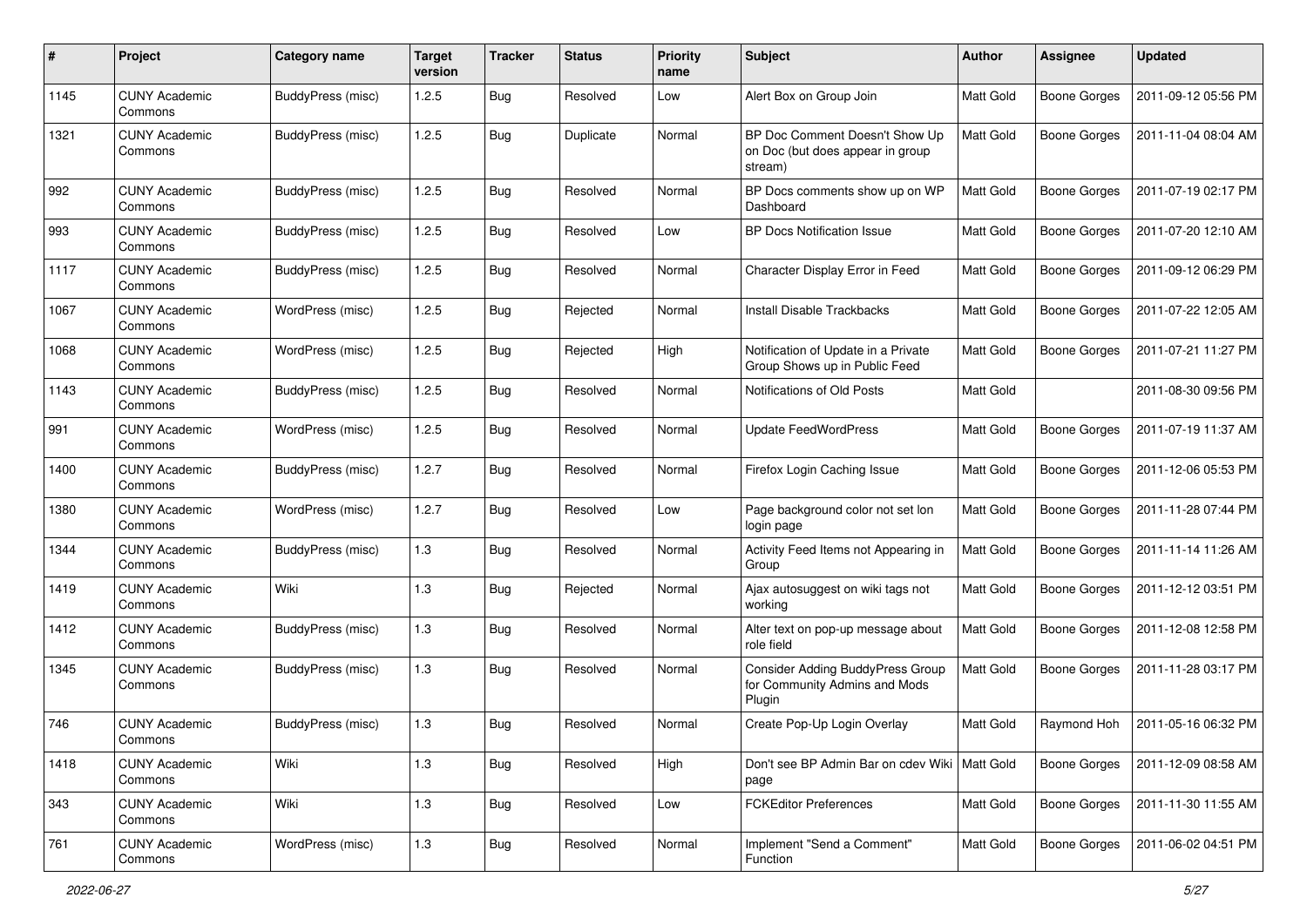| # | Project | Category name | Target version | Tracker | Status | Priority name | Subject | Author | Assignee | Updated |
|---|---|---|---|---|---|---|---|---|---|---|
| 1145 | CUNY Academic Commons | BuddyPress (misc) | 1.2.5 | Bug | Resolved | Low | Alert Box on Group Join | Matt Gold | Boone Gorges | 2011-09-12 05:56 PM |
| 1321 | CUNY Academic Commons | BuddyPress (misc) | 1.2.5 | Bug | Duplicate | Normal | BP Doc Comment Doesn't Show Up on Doc (but does appear in group stream) | Matt Gold | Boone Gorges | 2011-11-04 08:04 AM |
| 992 | CUNY Academic Commons | BuddyPress (misc) | 1.2.5 | Bug | Resolved | Normal | BP Docs comments show up on WP Dashboard | Matt Gold | Boone Gorges | 2011-07-19 02:17 PM |
| 993 | CUNY Academic Commons | BuddyPress (misc) | 1.2.5 | Bug | Resolved | Low | BP Docs Notification Issue | Matt Gold | Boone Gorges | 2011-07-20 12:10 AM |
| 1117 | CUNY Academic Commons | BuddyPress (misc) | 1.2.5 | Bug | Resolved | Normal | Character Display Error in Feed | Matt Gold | Boone Gorges | 2011-09-12 06:29 PM |
| 1067 | CUNY Academic Commons | WordPress (misc) | 1.2.5 | Bug | Rejected | Normal | Install Disable Trackbacks | Matt Gold | Boone Gorges | 2011-07-22 12:05 AM |
| 1068 | CUNY Academic Commons | WordPress (misc) | 1.2.5 | Bug | Rejected | High | Notification of Update in a Private Group Shows up in Public Feed | Matt Gold | Boone Gorges | 2011-07-21 11:27 PM |
| 1143 | CUNY Academic Commons | BuddyPress (misc) | 1.2.5 | Bug | Resolved | Normal | Notifications of Old Posts | Matt Gold | | 2011-08-30 09:56 PM |
| 991 | CUNY Academic Commons | WordPress (misc) | 1.2.5 | Bug | Resolved | Normal | Update FeedWordPress | Matt Gold | Boone Gorges | 2011-07-19 11:37 AM |
| 1400 | CUNY Academic Commons | BuddyPress (misc) | 1.2.7 | Bug | Resolved | Normal | Firefox Login Caching Issue | Matt Gold | Boone Gorges | 2011-12-06 05:53 PM |
| 1380 | CUNY Academic Commons | WordPress (misc) | 1.2.7 | Bug | Resolved | Low | Page background color not set lon login page | Matt Gold | Boone Gorges | 2011-11-28 07:44 PM |
| 1344 | CUNY Academic Commons | BuddyPress (misc) | 1.3 | Bug | Resolved | Normal | Activity Feed Items not Appearing in Group | Matt Gold | Boone Gorges | 2011-11-14 11:26 AM |
| 1419 | CUNY Academic Commons | Wiki | 1.3 | Bug | Rejected | Normal | Ajax autosuggest on wiki tags not working | Matt Gold | Boone Gorges | 2011-12-12 03:51 PM |
| 1412 | CUNY Academic Commons | BuddyPress (misc) | 1.3 | Bug | Resolved | Normal | Alter text on pop-up message about role field | Matt Gold | Boone Gorges | 2011-12-08 12:58 PM |
| 1345 | CUNY Academic Commons | BuddyPress (misc) | 1.3 | Bug | Resolved | Normal | Consider Adding BuddyPress Group for Community Admins and Mods Plugin | Matt Gold | Boone Gorges | 2011-11-28 03:17 PM |
| 746 | CUNY Academic Commons | BuddyPress (misc) | 1.3 | Bug | Resolved | Normal | Create Pop-Up Login Overlay | Matt Gold | Raymond Hoh | 2011-05-16 06:32 PM |
| 1418 | CUNY Academic Commons | Wiki | 1.3 | Bug | Resolved | High | Don't see BP Admin Bar on cdev Wiki page | Matt Gold | Boone Gorges | 2011-12-09 08:58 AM |
| 343 | CUNY Academic Commons | Wiki | 1.3 | Bug | Resolved | Low | FCKEditor Preferences | Matt Gold | Boone Gorges | 2011-11-30 11:55 AM |
| 761 | CUNY Academic Commons | WordPress (misc) | 1.3 | Bug | Resolved | Normal | Implement "Send a Comment" Function | Matt Gold | Boone Gorges | 2011-06-02 04:51 PM |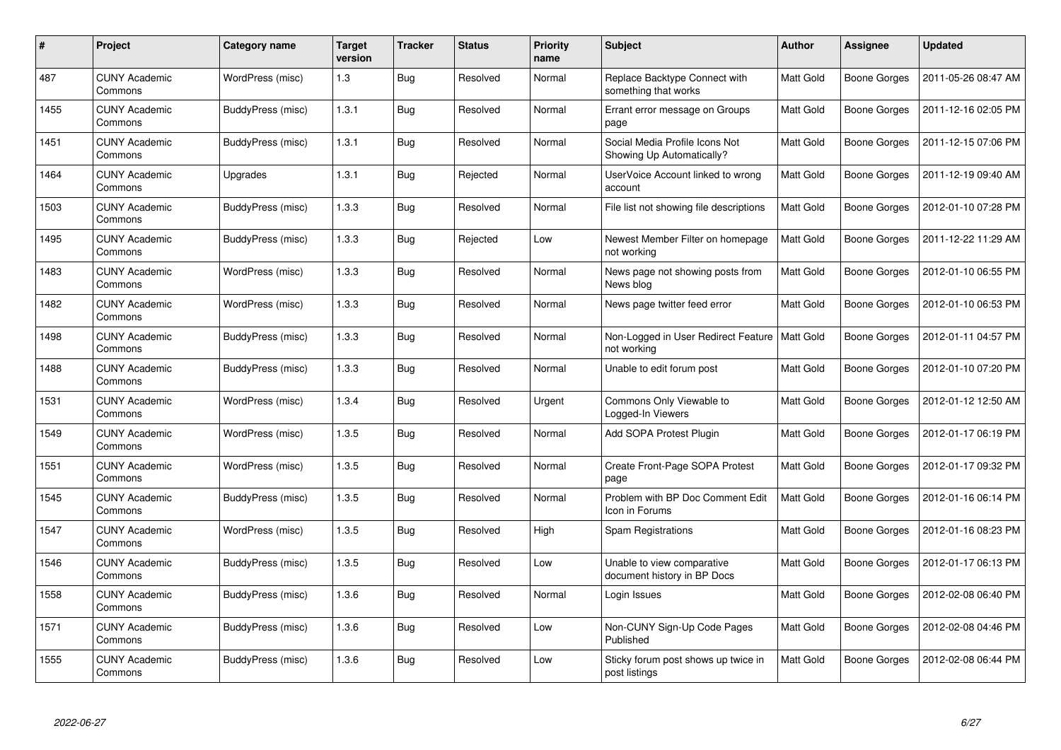| # | Project | Category name | Target version | Tracker | Status | Priority name | Subject | Author | Assignee | Updated |
|---|---|---|---|---|---|---|---|---|---|---|
| 487 | CUNY Academic Commons | WordPress (misc) | 1.3 | Bug | Resolved | Normal | Replace Backtype Connect with something that works | Matt Gold | Boone Gorges | 2011-05-26 08:47 AM |
| 1455 | CUNY Academic Commons | BuddyPress (misc) | 1.3.1 | Bug | Resolved | Normal | Errant error message on Groups page | Matt Gold | Boone Gorges | 2011-12-16 02:05 PM |
| 1451 | CUNY Academic Commons | BuddyPress (misc) | 1.3.1 | Bug | Resolved | Normal | Social Media Profile Icons Not Showing Up Automatically? | Matt Gold | Boone Gorges | 2011-12-15 07:06 PM |
| 1464 | CUNY Academic Commons | Upgrades | 1.3.1 | Bug | Rejected | Normal | UserVoice Account linked to wrong account | Matt Gold | Boone Gorges | 2011-12-19 09:40 AM |
| 1503 | CUNY Academic Commons | BuddyPress (misc) | 1.3.3 | Bug | Resolved | Normal | File list not showing file descriptions | Matt Gold | Boone Gorges | 2012-01-10 07:28 PM |
| 1495 | CUNY Academic Commons | BuddyPress (misc) | 1.3.3 | Bug | Rejected | Low | Newest Member Filter on homepage not working | Matt Gold | Boone Gorges | 2011-12-22 11:29 AM |
| 1483 | CUNY Academic Commons | WordPress (misc) | 1.3.3 | Bug | Resolved | Normal | News page not showing posts from News blog | Matt Gold | Boone Gorges | 2012-01-10 06:55 PM |
| 1482 | CUNY Academic Commons | WordPress (misc) | 1.3.3 | Bug | Resolved | Normal | News page twitter feed error | Matt Gold | Boone Gorges | 2012-01-10 06:53 PM |
| 1498 | CUNY Academic Commons | BuddyPress (misc) | 1.3.3 | Bug | Resolved | Normal | Non-Logged in User Redirect Feature not working | Matt Gold | Boone Gorges | 2012-01-11 04:57 PM |
| 1488 | CUNY Academic Commons | BuddyPress (misc) | 1.3.3 | Bug | Resolved | Normal | Unable to edit forum post | Matt Gold | Boone Gorges | 2012-01-10 07:20 PM |
| 1531 | CUNY Academic Commons | WordPress (misc) | 1.3.4 | Bug | Resolved | Urgent | Commons Only Viewable to Logged-In Viewers | Matt Gold | Boone Gorges | 2012-01-12 12:50 AM |
| 1549 | CUNY Academic Commons | WordPress (misc) | 1.3.5 | Bug | Resolved | Normal | Add SOPA Protest Plugin | Matt Gold | Boone Gorges | 2012-01-17 06:19 PM |
| 1551 | CUNY Academic Commons | WordPress (misc) | 1.3.5 | Bug | Resolved | Normal | Create Front-Page SOPA Protest page | Matt Gold | Boone Gorges | 2012-01-17 09:32 PM |
| 1545 | CUNY Academic Commons | BuddyPress (misc) | 1.3.5 | Bug | Resolved | Normal | Problem with BP Doc Comment Edit Icon in Forums | Matt Gold | Boone Gorges | 2012-01-16 06:14 PM |
| 1547 | CUNY Academic Commons | WordPress (misc) | 1.3.5 | Bug | Resolved | High | Spam Registrations | Matt Gold | Boone Gorges | 2012-01-16 08:23 PM |
| 1546 | CUNY Academic Commons | BuddyPress (misc) | 1.3.5 | Bug | Resolved | Low | Unable to view comparative document history in BP Docs | Matt Gold | Boone Gorges | 2012-01-17 06:13 PM |
| 1558 | CUNY Academic Commons | BuddyPress (misc) | 1.3.6 | Bug | Resolved | Normal | Login Issues | Matt Gold | Boone Gorges | 2012-02-08 06:40 PM |
| 1571 | CUNY Academic Commons | BuddyPress (misc) | 1.3.6 | Bug | Resolved | Low | Non-CUNY Sign-Up Code Pages Published | Matt Gold | Boone Gorges | 2012-02-08 04:46 PM |
| 1555 | CUNY Academic Commons | BuddyPress (misc) | 1.3.6 | Bug | Resolved | Low | Sticky forum post shows up twice in post listings | Matt Gold | Boone Gorges | 2012-02-08 06:44 PM |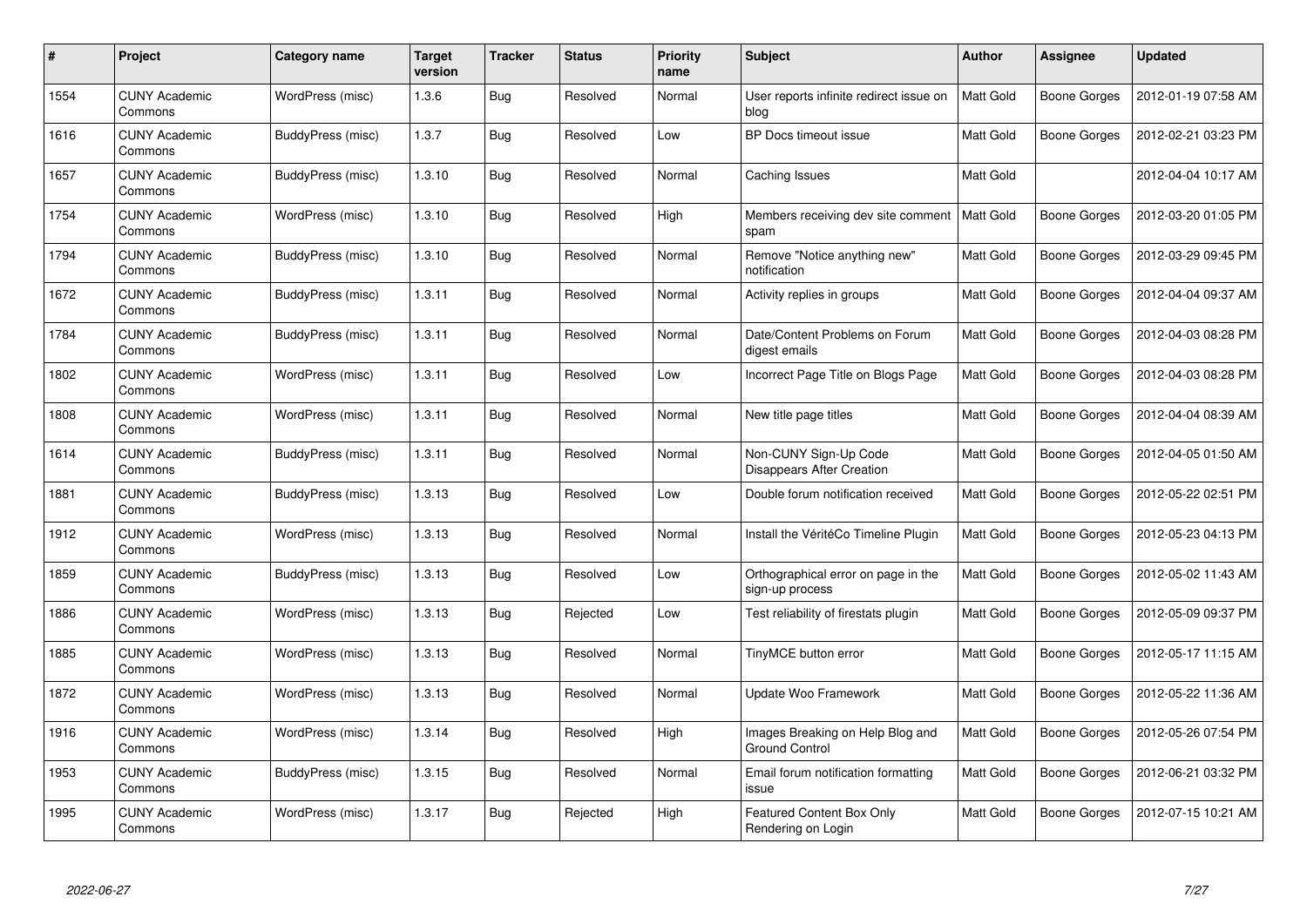| # | Project | Category name | Target version | Tracker | Status | Priority name | Subject | Author | Assignee | Updated |
|---|---|---|---|---|---|---|---|---|---|---|
| 1554 | CUNY Academic Commons | WordPress (misc) | 1.3.6 | Bug | Resolved | Normal | User reports infinite redirect issue on blog | Matt Gold | Boone Gorges | 2012-01-19 07:58 AM |
| 1616 | CUNY Academic Commons | BuddyPress (misc) | 1.3.7 | Bug | Resolved | Low | BP Docs timeout issue | Matt Gold | Boone Gorges | 2012-02-21 03:23 PM |
| 1657 | CUNY Academic Commons | BuddyPress (misc) | 1.3.10 | Bug | Resolved | Normal | Caching Issues | Matt Gold | | 2012-04-04 10:17 AM |
| 1754 | CUNY Academic Commons | WordPress (misc) | 1.3.10 | Bug | Resolved | High | Members receiving dev site comment spam | Matt Gold | Boone Gorges | 2012-03-20 01:05 PM |
| 1794 | CUNY Academic Commons | BuddyPress (misc) | 1.3.10 | Bug | Resolved | Normal | Remove "Notice anything new" notification | Matt Gold | Boone Gorges | 2012-03-29 09:45 PM |
| 1672 | CUNY Academic Commons | BuddyPress (misc) | 1.3.11 | Bug | Resolved | Normal | Activity replies in groups | Matt Gold | Boone Gorges | 2012-04-04 09:37 AM |
| 1784 | CUNY Academic Commons | BuddyPress (misc) | 1.3.11 | Bug | Resolved | Normal | Date/Content Problems on Forum digest emails | Matt Gold | Boone Gorges | 2012-04-03 08:28 PM |
| 1802 | CUNY Academic Commons | WordPress (misc) | 1.3.11 | Bug | Resolved | Low | Incorrect Page Title on Blogs Page | Matt Gold | Boone Gorges | 2012-04-03 08:28 PM |
| 1808 | CUNY Academic Commons | WordPress (misc) | 1.3.11 | Bug | Resolved | Normal | New title page titles | Matt Gold | Boone Gorges | 2012-04-04 08:39 AM |
| 1614 | CUNY Academic Commons | BuddyPress (misc) | 1.3.11 | Bug | Resolved | Normal | Non-CUNY Sign-Up Code Disappears After Creation | Matt Gold | Boone Gorges | 2012-04-05 01:50 AM |
| 1881 | CUNY Academic Commons | BuddyPress (misc) | 1.3.13 | Bug | Resolved | Low | Double forum notification received | Matt Gold | Boone Gorges | 2012-05-22 02:51 PM |
| 1912 | CUNY Academic Commons | WordPress (misc) | 1.3.13 | Bug | Resolved | Normal | Install the VéritéCo Timeline Plugin | Matt Gold | Boone Gorges | 2012-05-23 04:13 PM |
| 1859 | CUNY Academic Commons | BuddyPress (misc) | 1.3.13 | Bug | Resolved | Low | Orthographical error on page in the sign-up process | Matt Gold | Boone Gorges | 2012-05-02 11:43 AM |
| 1886 | CUNY Academic Commons | WordPress (misc) | 1.3.13 | Bug | Rejected | Low | Test reliability of firestats plugin | Matt Gold | Boone Gorges | 2012-05-09 09:37 PM |
| 1885 | CUNY Academic Commons | WordPress (misc) | 1.3.13 | Bug | Resolved | Normal | TinyMCE button error | Matt Gold | Boone Gorges | 2012-05-17 11:15 AM |
| 1872 | CUNY Academic Commons | WordPress (misc) | 1.3.13 | Bug | Resolved | Normal | Update Woo Framework | Matt Gold | Boone Gorges | 2012-05-22 11:36 AM |
| 1916 | CUNY Academic Commons | WordPress (misc) | 1.3.14 | Bug | Resolved | High | Images Breaking on Help Blog and Ground Control | Matt Gold | Boone Gorges | 2012-05-26 07:54 PM |
| 1953 | CUNY Academic Commons | BuddyPress (misc) | 1.3.15 | Bug | Resolved | Normal | Email forum notification formatting issue | Matt Gold | Boone Gorges | 2012-06-21 03:32 PM |
| 1995 | CUNY Academic Commons | WordPress (misc) | 1.3.17 | Bug | Rejected | High | Featured Content Box Only Rendering on Login | Matt Gold | Boone Gorges | 2012-07-15 10:21 AM |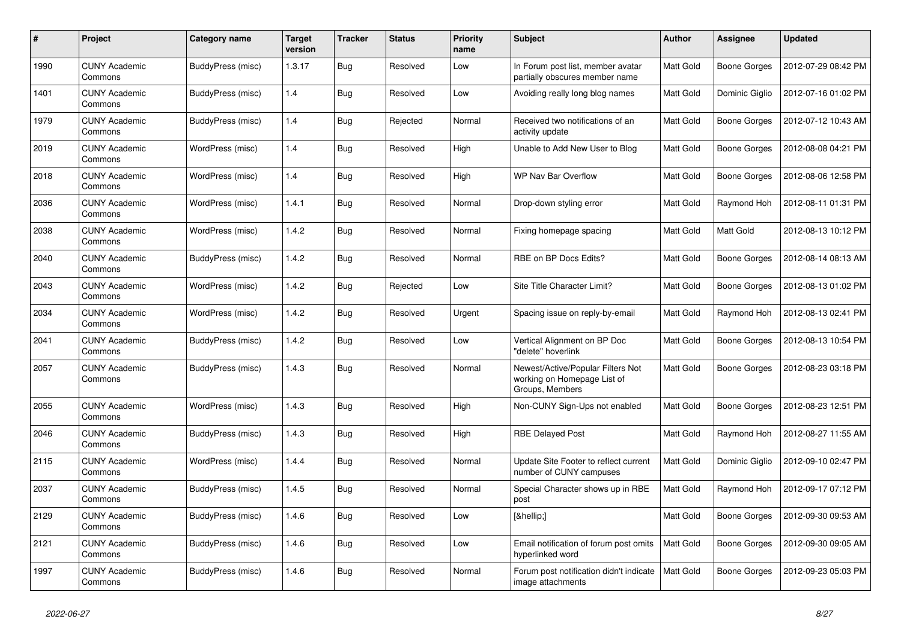| # | Project | Category name | Target version | Tracker | Status | Priority name | Subject | Author | Assignee | Updated |
|---|---|---|---|---|---|---|---|---|---|---|
| 1990 | CUNY Academic Commons | BuddyPress (misc) | 1.3.17 | Bug | Resolved | Low | In Forum post list, member avatar partially obscures member name | Matt Gold | Boone Gorges | 2012-07-29 08:42 PM |
| 1401 | CUNY Academic Commons | BuddyPress (misc) | 1.4 | Bug | Resolved | Low | Avoiding really long blog names | Matt Gold | Dominic Giglio | 2012-07-16 01:02 PM |
| 1979 | CUNY Academic Commons | BuddyPress (misc) | 1.4 | Bug | Rejected | Normal | Received two notifications of an activity update | Matt Gold | Boone Gorges | 2012-07-12 10:43 AM |
| 2019 | CUNY Academic Commons | WordPress (misc) | 1.4 | Bug | Resolved | High | Unable to Add New User to Blog | Matt Gold | Boone Gorges | 2012-08-08 04:21 PM |
| 2018 | CUNY Academic Commons | WordPress (misc) | 1.4 | Bug | Resolved | High | WP Nav Bar Overflow | Matt Gold | Boone Gorges | 2012-08-06 12:58 PM |
| 2036 | CUNY Academic Commons | WordPress (misc) | 1.4.1 | Bug | Resolved | Normal | Drop-down styling error | Matt Gold | Raymond Hoh | 2012-08-11 01:31 PM |
| 2038 | CUNY Academic Commons | WordPress (misc) | 1.4.2 | Bug | Resolved | Normal | Fixing homepage spacing | Matt Gold | Matt Gold | 2012-08-13 10:12 PM |
| 2040 | CUNY Academic Commons | BuddyPress (misc) | 1.4.2 | Bug | Resolved | Normal | RBE on BP Docs Edits? | Matt Gold | Boone Gorges | 2012-08-14 08:13 AM |
| 2043 | CUNY Academic Commons | WordPress (misc) | 1.4.2 | Bug | Rejected | Low | Site Title Character Limit? | Matt Gold | Boone Gorges | 2012-08-13 01:02 PM |
| 2034 | CUNY Academic Commons | WordPress (misc) | 1.4.2 | Bug | Resolved | Urgent | Spacing issue on reply-by-email | Matt Gold | Raymond Hoh | 2012-08-13 02:41 PM |
| 2041 | CUNY Academic Commons | BuddyPress (misc) | 1.4.2 | Bug | Resolved | Low | Vertical Alignment on BP Doc "delete" hoverlink | Matt Gold | Boone Gorges | 2012-08-13 10:54 PM |
| 2057 | CUNY Academic Commons | BuddyPress (misc) | 1.4.3 | Bug | Resolved | Normal | Newest/Active/Popular Filters Not working on Homepage List of Groups, Members | Matt Gold | Boone Gorges | 2012-08-23 03:18 PM |
| 2055 | CUNY Academic Commons | WordPress (misc) | 1.4.3 | Bug | Resolved | High | Non-CUNY Sign-Ups not enabled | Matt Gold | Boone Gorges | 2012-08-23 12:51 PM |
| 2046 | CUNY Academic Commons | BuddyPress (misc) | 1.4.3 | Bug | Resolved | High | RBE Delayed Post | Matt Gold | Raymond Hoh | 2012-08-27 11:55 AM |
| 2115 | CUNY Academic Commons | WordPress (misc) | 1.4.4 | Bug | Resolved | Normal | Update Site Footer to reflect current number of CUNY campuses | Matt Gold | Dominic Giglio | 2012-09-10 02:47 PM |
| 2037 | CUNY Academic Commons | BuddyPress (misc) | 1.4.5 | Bug | Resolved | Normal | Special Character shows up in RBE post | Matt Gold | Raymond Hoh | 2012-09-17 07:12 PM |
| 2129 | CUNY Academic Commons | BuddyPress (misc) | 1.4.6 | Bug | Resolved | Low | [&hellip;] | Matt Gold | Boone Gorges | 2012-09-30 09:53 AM |
| 2121 | CUNY Academic Commons | BuddyPress (misc) | 1.4.6 | Bug | Resolved | Low | Email notification of forum post omits hyperlinked word | Matt Gold | Boone Gorges | 2012-09-30 09:05 AM |
| 1997 | CUNY Academic Commons | BuddyPress (misc) | 1.4.6 | Bug | Resolved | Normal | Forum post notification didn't indicate image attachments | Matt Gold | Boone Gorges | 2012-09-23 05:03 PM |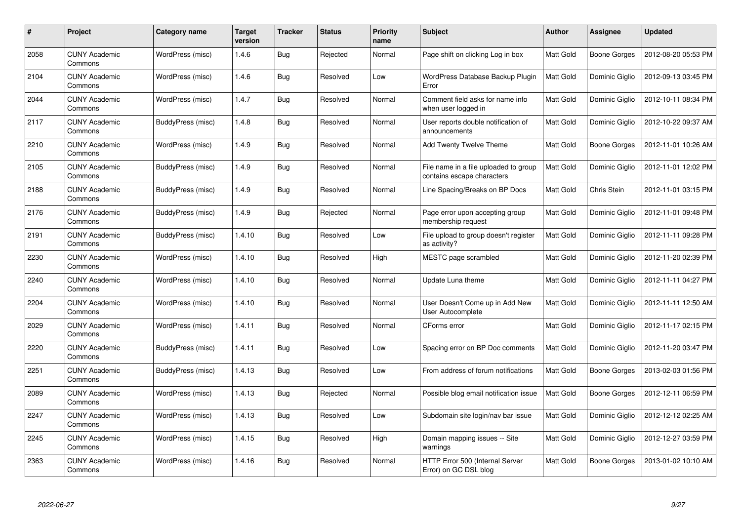| # | Project | Category name | Target version | Tracker | Status | Priority name | Subject | Author | Assignee | Updated |
|---|---|---|---|---|---|---|---|---|---|---|
| 2058 | CUNY Academic Commons | WordPress (misc) | 1.4.6 | Bug | Rejected | Normal | Page shift on clicking Log in box | Matt Gold | Boone Gorges | 2012-08-20 05:53 PM |
| 2104 | CUNY Academic Commons | WordPress (misc) | 1.4.6 | Bug | Resolved | Low | WordPress Database Backup Plugin Error | Matt Gold | Dominic Giglio | 2012-09-13 03:45 PM |
| 2044 | CUNY Academic Commons | WordPress (misc) | 1.4.7 | Bug | Resolved | Normal | Comment field asks for name info when user logged in | Matt Gold | Dominic Giglio | 2012-10-11 08:34 PM |
| 2117 | CUNY Academic Commons | BuddyPress (misc) | 1.4.8 | Bug | Resolved | Normal | User reports double notification of announcements | Matt Gold | Dominic Giglio | 2012-10-22 09:37 AM |
| 2210 | CUNY Academic Commons | WordPress (misc) | 1.4.9 | Bug | Resolved | Normal | Add Twenty Twelve Theme | Matt Gold | Boone Gorges | 2012-11-01 10:26 AM |
| 2105 | CUNY Academic Commons | BuddyPress (misc) | 1.4.9 | Bug | Resolved | Normal | File name in a file uploaded to group contains escape characters | Matt Gold | Dominic Giglio | 2012-11-01 12:02 PM |
| 2188 | CUNY Academic Commons | BuddyPress (misc) | 1.4.9 | Bug | Resolved | Normal | Line Spacing/Breaks on BP Docs | Matt Gold | Chris Stein | 2012-11-01 03:15 PM |
| 2176 | CUNY Academic Commons | BuddyPress (misc) | 1.4.9 | Bug | Rejected | Normal | Page error upon accepting group membership request | Matt Gold | Dominic Giglio | 2012-11-01 09:48 PM |
| 2191 | CUNY Academic Commons | BuddyPress (misc) | 1.4.10 | Bug | Resolved | Low | File upload to group doesn't register as activity? | Matt Gold | Dominic Giglio | 2012-11-11 09:28 PM |
| 2230 | CUNY Academic Commons | WordPress (misc) | 1.4.10 | Bug | Resolved | High | MESTC page scrambled | Matt Gold | Dominic Giglio | 2012-11-20 02:39 PM |
| 2240 | CUNY Academic Commons | WordPress (misc) | 1.4.10 | Bug | Resolved | Normal | Update Luna theme | Matt Gold | Dominic Giglio | 2012-11-11 04:27 PM |
| 2204 | CUNY Academic Commons | WordPress (misc) | 1.4.10 | Bug | Resolved | Normal | User Doesn't Come up in Add New User Autocomplete | Matt Gold | Dominic Giglio | 2012-11-11 12:50 AM |
| 2029 | CUNY Academic Commons | WordPress (misc) | 1.4.11 | Bug | Resolved | Normal | CForms error | Matt Gold | Dominic Giglio | 2012-11-17 02:15 PM |
| 2220 | CUNY Academic Commons | BuddyPress (misc) | 1.4.11 | Bug | Resolved | Low | Spacing error on BP Doc comments | Matt Gold | Dominic Giglio | 2012-11-20 03:47 PM |
| 2251 | CUNY Academic Commons | BuddyPress (misc) | 1.4.13 | Bug | Resolved | Low | From address of forum notifications | Matt Gold | Boone Gorges | 2013-02-03 01:56 PM |
| 2089 | CUNY Academic Commons | WordPress (misc) | 1.4.13 | Bug | Rejected | Normal | Possible blog email notification issue | Matt Gold | Boone Gorges | 2012-12-11 06:59 PM |
| 2247 | CUNY Academic Commons | WordPress (misc) | 1.4.13 | Bug | Resolved | Low | Subdomain site login/nav bar issue | Matt Gold | Dominic Giglio | 2012-12-12 02:25 AM |
| 2245 | CUNY Academic Commons | WordPress (misc) | 1.4.15 | Bug | Resolved | High | Domain mapping issues -- Site warnings | Matt Gold | Dominic Giglio | 2012-12-27 03:59 PM |
| 2363 | CUNY Academic Commons | WordPress (misc) | 1.4.16 | Bug | Resolved | Normal | HTTP Error 500 (Internal Server Error) on GC DSL blog | Matt Gold | Boone Gorges | 2013-01-02 10:10 AM |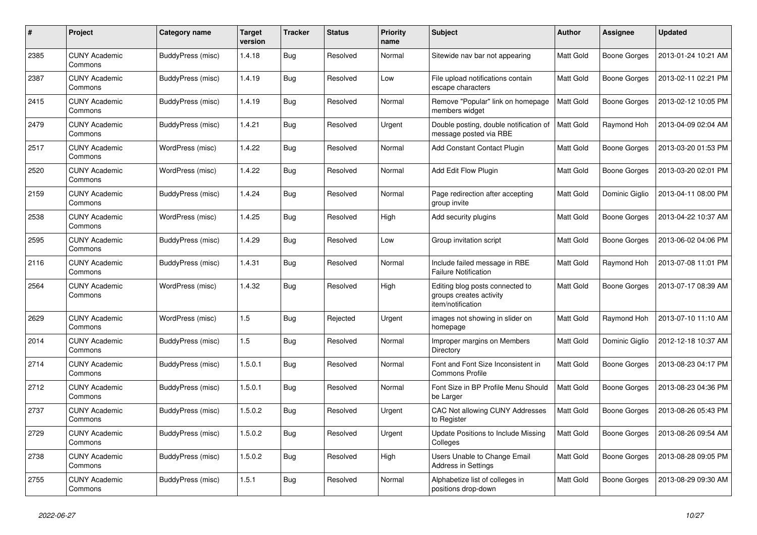| # | Project | Category name | Target version | Tracker | Status | Priority name | Subject | Author | Assignee | Updated |
|---|---|---|---|---|---|---|---|---|---|---|
| 2385 | CUNY Academic Commons | BuddyPress (misc) | 1.4.18 | Bug | Resolved | Normal | Sitewide nav bar not appearing | Matt Gold | Boone Gorges | 2013-01-24 10:21 AM |
| 2387 | CUNY Academic Commons | BuddyPress (misc) | 1.4.19 | Bug | Resolved | Low | File upload notifications contain escape characters | Matt Gold | Boone Gorges | 2013-02-11 02:21 PM |
| 2415 | CUNY Academic Commons | BuddyPress (misc) | 1.4.19 | Bug | Resolved | Normal | Remove "Popular" link on homepage members widget | Matt Gold | Boone Gorges | 2013-02-12 10:05 PM |
| 2479 | CUNY Academic Commons | BuddyPress (misc) | 1.4.21 | Bug | Resolved | Urgent | Double posting, double notification of message posted via RBE | Matt Gold | Raymond Hoh | 2013-04-09 02:04 AM |
| 2517 | CUNY Academic Commons | WordPress (misc) | 1.4.22 | Bug | Resolved | Normal | Add Constant Contact Plugin | Matt Gold | Boone Gorges | 2013-03-20 01:53 PM |
| 2520 | CUNY Academic Commons | WordPress (misc) | 1.4.22 | Bug | Resolved | Normal | Add Edit Flow Plugin | Matt Gold | Boone Gorges | 2013-03-20 02:01 PM |
| 2159 | CUNY Academic Commons | BuddyPress (misc) | 1.4.24 | Bug | Resolved | Normal | Page redirection after accepting group invite | Matt Gold | Dominic Giglio | 2013-04-11 08:00 PM |
| 2538 | CUNY Academic Commons | WordPress (misc) | 1.4.25 | Bug | Resolved | High | Add security plugins | Matt Gold | Boone Gorges | 2013-04-22 10:37 AM |
| 2595 | CUNY Academic Commons | BuddyPress (misc) | 1.4.29 | Bug | Resolved | Low | Group invitation script | Matt Gold | Boone Gorges | 2013-06-02 04:06 PM |
| 2116 | CUNY Academic Commons | BuddyPress (misc) | 1.4.31 | Bug | Resolved | Normal | Include failed message in RBE Failure Notification | Matt Gold | Raymond Hoh | 2013-07-08 11:01 PM |
| 2564 | CUNY Academic Commons | WordPress (misc) | 1.4.32 | Bug | Resolved | High | Editing blog posts connected to groups creates activity item/notification | Matt Gold | Boone Gorges | 2013-07-17 08:39 AM |
| 2629 | CUNY Academic Commons | WordPress (misc) | 1.5 | Bug | Rejected | Urgent | images not showing in slider on homepage | Matt Gold | Raymond Hoh | 2013-07-10 11:10 AM |
| 2014 | CUNY Academic Commons | BuddyPress (misc) | 1.5 | Bug | Resolved | Normal | Improper margins on Members Directory | Matt Gold | Dominic Giglio | 2012-12-18 10:37 AM |
| 2714 | CUNY Academic Commons | BuddyPress (misc) | 1.5.0.1 | Bug | Resolved | Normal | Font and Font Size Inconsistent in Commons Profile | Matt Gold | Boone Gorges | 2013-08-23 04:17 PM |
| 2712 | CUNY Academic Commons | BuddyPress (misc) | 1.5.0.1 | Bug | Resolved | Normal | Font Size in BP Profile Menu Should be Larger | Matt Gold | Boone Gorges | 2013-08-23 04:36 PM |
| 2737 | CUNY Academic Commons | BuddyPress (misc) | 1.5.0.2 | Bug | Resolved | Urgent | CAC Not allowing CUNY Addresses to Register | Matt Gold | Boone Gorges | 2013-08-26 05:43 PM |
| 2729 | CUNY Academic Commons | BuddyPress (misc) | 1.5.0.2 | Bug | Resolved | Urgent | Update Positions to Include Missing Colleges | Matt Gold | Boone Gorges | 2013-08-26 09:54 AM |
| 2738 | CUNY Academic Commons | BuddyPress (misc) | 1.5.0.2 | Bug | Resolved | High | Users Unable to Change Email Address in Settings | Matt Gold | Boone Gorges | 2013-08-28 09:05 PM |
| 2755 | CUNY Academic Commons | BuddyPress (misc) | 1.5.1 | Bug | Resolved | Normal | Alphabetize list of colleges in positions drop-down | Matt Gold | Boone Gorges | 2013-08-29 09:30 AM |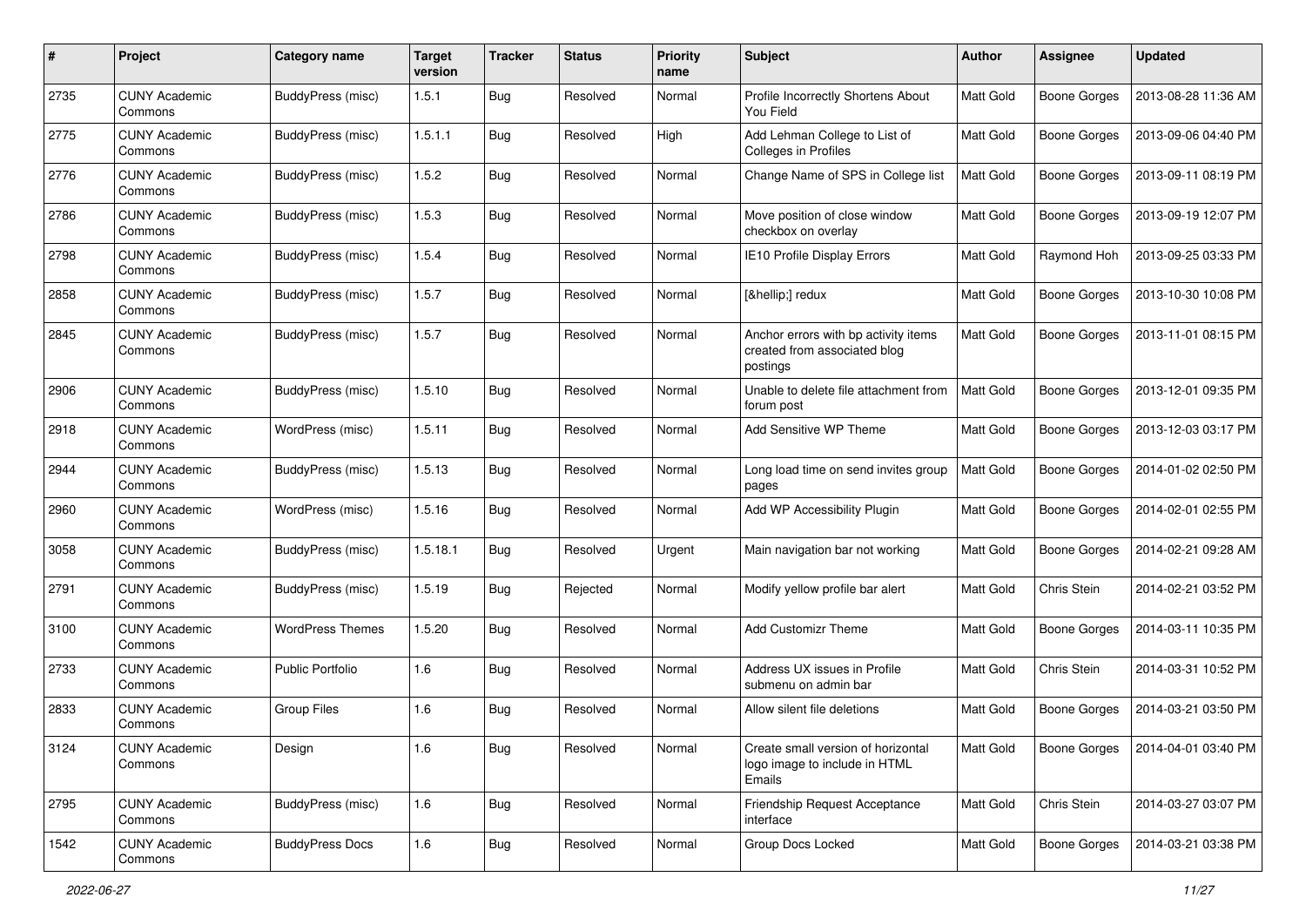| # | Project | Category name | Target version | Tracker | Status | Priority name | Subject | Author | Assignee | Updated |
|---|---|---|---|---|---|---|---|---|---|---|
| 2735 | CUNY Academic Commons | BuddyPress (misc) | 1.5.1 | Bug | Resolved | Normal | Profile Incorrectly Shortens About You Field | Matt Gold | Boone Gorges | 2013-08-28 11:36 AM |
| 2775 | CUNY Academic Commons | BuddyPress (misc) | 1.5.1.1 | Bug | Resolved | High | Add Lehman College to List of Colleges in Profiles | Matt Gold | Boone Gorges | 2013-09-06 04:40 PM |
| 2776 | CUNY Academic Commons | BuddyPress (misc) | 1.5.2 | Bug | Resolved | Normal | Change Name of SPS in College list | Matt Gold | Boone Gorges | 2013-09-11 08:19 PM |
| 2786 | CUNY Academic Commons | BuddyPress (misc) | 1.5.3 | Bug | Resolved | Normal | Move position of close window checkbox on overlay | Matt Gold | Boone Gorges | 2013-09-19 12:07 PM |
| 2798 | CUNY Academic Commons | BuddyPress (misc) | 1.5.4 | Bug | Resolved | Normal | IE10 Profile Display Errors | Matt Gold | Raymond Hoh | 2013-09-25 03:33 PM |
| 2858 | CUNY Academic Commons | BuddyPress (misc) | 1.5.7 | Bug | Resolved | Normal | [&hellip;] redux | Matt Gold | Boone Gorges | 2013-10-30 10:08 PM |
| 2845 | CUNY Academic Commons | BuddyPress (misc) | 1.5.7 | Bug | Resolved | Normal | Anchor errors with bp activity items created from associated blog postings | Matt Gold | Boone Gorges | 2013-11-01 08:15 PM |
| 2906 | CUNY Academic Commons | BuddyPress (misc) | 1.5.10 | Bug | Resolved | Normal | Unable to delete file attachment from forum post | Matt Gold | Boone Gorges | 2013-12-01 09:35 PM |
| 2918 | CUNY Academic Commons | WordPress (misc) | 1.5.11 | Bug | Resolved | Normal | Add Sensitive WP Theme | Matt Gold | Boone Gorges | 2013-12-03 03:17 PM |
| 2944 | CUNY Academic Commons | BuddyPress (misc) | 1.5.13 | Bug | Resolved | Normal | Long load time on send invites group pages | Matt Gold | Boone Gorges | 2014-01-02 02:50 PM |
| 2960 | CUNY Academic Commons | WordPress (misc) | 1.5.16 | Bug | Resolved | Normal | Add WP Accessibility Plugin | Matt Gold | Boone Gorges | 2014-02-01 02:55 PM |
| 3058 | CUNY Academic Commons | BuddyPress (misc) | 1.5.18.1 | Bug | Resolved | Urgent | Main navigation bar not working | Matt Gold | Boone Gorges | 2014-02-21 09:28 AM |
| 2791 | CUNY Academic Commons | BuddyPress (misc) | 1.5.19 | Bug | Rejected | Normal | Modify yellow profile bar alert | Matt Gold | Chris Stein | 2014-02-21 03:52 PM |
| 3100 | CUNY Academic Commons | WordPress Themes | 1.5.20 | Bug | Resolved | Normal | Add Customizr Theme | Matt Gold | Boone Gorges | 2014-03-11 10:35 PM |
| 2733 | CUNY Academic Commons | Public Portfolio | 1.6 | Bug | Resolved | Normal | Address UX issues in Profile submenu on admin bar | Matt Gold | Chris Stein | 2014-03-31 10:52 PM |
| 2833 | CUNY Academic Commons | Group Files | 1.6 | Bug | Resolved | Normal | Allow silent file deletions | Matt Gold | Boone Gorges | 2014-03-21 03:50 PM |
| 3124 | CUNY Academic Commons | Design | 1.6 | Bug | Resolved | Normal | Create small version of horizontal logo image to include in HTML Emails | Matt Gold | Boone Gorges | 2014-04-01 03:40 PM |
| 2795 | CUNY Academic Commons | BuddyPress (misc) | 1.6 | Bug | Resolved | Normal | Friendship Request Acceptance interface | Matt Gold | Chris Stein | 2014-03-27 03:07 PM |
| 1542 | CUNY Academic Commons | BuddyPress Docs | 1.6 | Bug | Resolved | Normal | Group Docs Locked | Matt Gold | Boone Gorges | 2014-03-21 03:38 PM |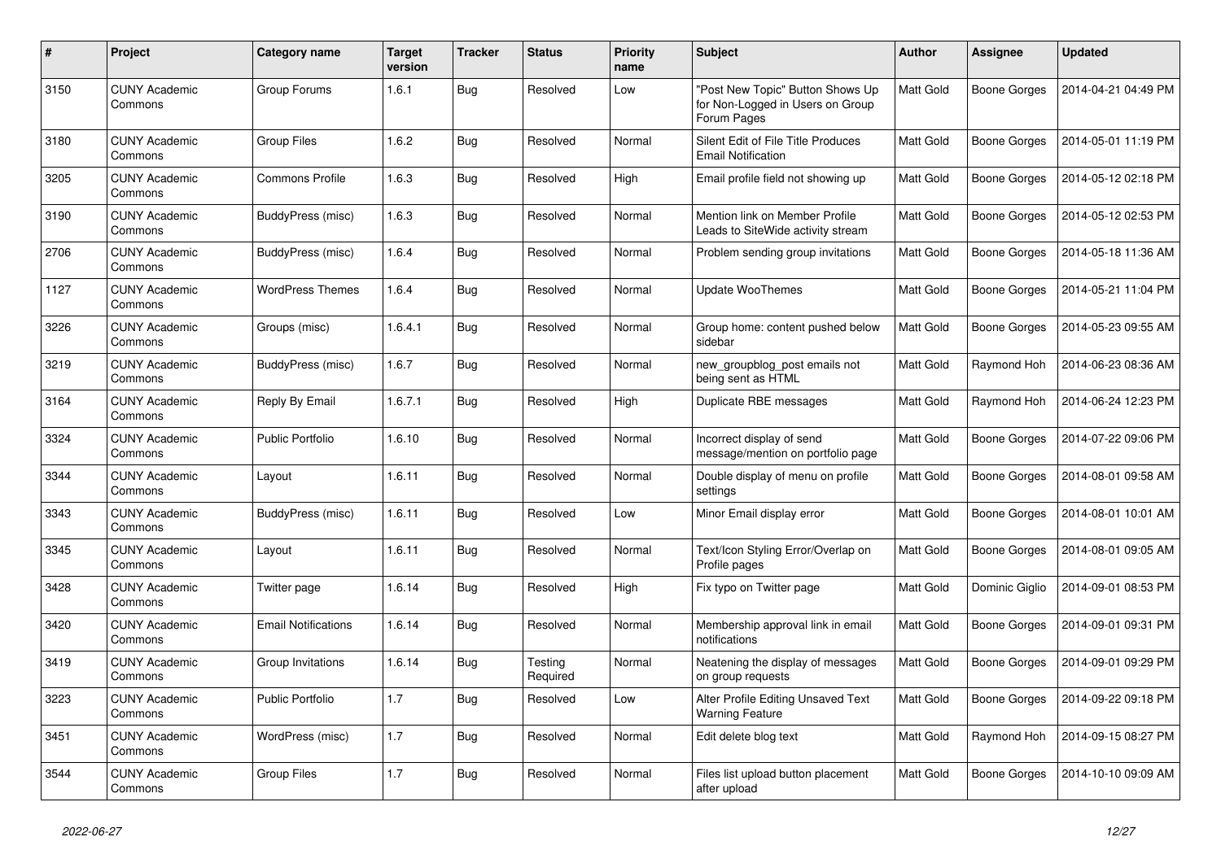| # | Project | Category name | Target version | Tracker | Status | Priority name | Subject | Author | Assignee | Updated |
|---|---|---|---|---|---|---|---|---|---|---|
| 3150 | CUNY Academic Commons | Group Forums | 1.6.1 | Bug | Resolved | Low | "Post New Topic" Button Shows Up for Non-Logged in Users on Group Forum Pages | Matt Gold | Boone Gorges | 2014-04-21 04:49 PM |
| 3180 | CUNY Academic Commons | Group Files | 1.6.2 | Bug | Resolved | Normal | Silent Edit of File Title Produces Email Notification | Matt Gold | Boone Gorges | 2014-05-01 11:19 PM |
| 3205 | CUNY Academic Commons | Commons Profile | 1.6.3 | Bug | Resolved | High | Email profile field not showing up | Matt Gold | Boone Gorges | 2014-05-12 02:18 PM |
| 3190 | CUNY Academic Commons | BuddyPress (misc) | 1.6.3 | Bug | Resolved | Normal | Mention link on Member Profile Leads to SiteWide activity stream | Matt Gold | Boone Gorges | 2014-05-12 02:53 PM |
| 2706 | CUNY Academic Commons | BuddyPress (misc) | 1.6.4 | Bug | Resolved | Normal | Problem sending group invitations | Matt Gold | Boone Gorges | 2014-05-18 11:36 AM |
| 1127 | CUNY Academic Commons | WordPress Themes | 1.6.4 | Bug | Resolved | Normal | Update WooThemes | Matt Gold | Boone Gorges | 2014-05-21 11:04 PM |
| 3226 | CUNY Academic Commons | Groups (misc) | 1.6.4.1 | Bug | Resolved | Normal | Group home: content pushed below sidebar | Matt Gold | Boone Gorges | 2014-05-23 09:55 AM |
| 3219 | CUNY Academic Commons | BuddyPress (misc) | 1.6.7 | Bug | Resolved | Normal | new_groupblog_post emails not being sent as HTML | Matt Gold | Raymond Hoh | 2014-06-23 08:36 AM |
| 3164 | CUNY Academic Commons | Reply By Email | 1.6.7.1 | Bug | Resolved | High | Duplicate RBE messages | Matt Gold | Raymond Hoh | 2014-06-24 12:23 PM |
| 3324 | CUNY Academic Commons | Public Portfolio | 1.6.10 | Bug | Resolved | Normal | Incorrect display of send message/mention on portfolio page | Matt Gold | Boone Gorges | 2014-07-22 09:06 PM |
| 3344 | CUNY Academic Commons | Layout | 1.6.11 | Bug | Resolved | Normal | Double display of menu on profile settings | Matt Gold | Boone Gorges | 2014-08-01 09:58 AM |
| 3343 | CUNY Academic Commons | BuddyPress (misc) | 1.6.11 | Bug | Resolved | Low | Minor Email display error | Matt Gold | Boone Gorges | 2014-08-01 10:01 AM |
| 3345 | CUNY Academic Commons | Layout | 1.6.11 | Bug | Resolved | Normal | Text/Icon Styling Error/Overlap on Profile pages | Matt Gold | Boone Gorges | 2014-08-01 09:05 AM |
| 3428 | CUNY Academic Commons | Twitter page | 1.6.14 | Bug | Resolved | High | Fix typo on Twitter page | Matt Gold | Dominic Giglio | 2014-09-01 08:53 PM |
| 3420 | CUNY Academic Commons | Email Notifications | 1.6.14 | Bug | Resolved | Normal | Membership approval link in email notifications | Matt Gold | Boone Gorges | 2014-09-01 09:31 PM |
| 3419 | CUNY Academic Commons | Group Invitations | 1.6.14 | Bug | Testing Required | Normal | Neatening the display of messages on group requests | Matt Gold | Boone Gorges | 2014-09-01 09:29 PM |
| 3223 | CUNY Academic Commons | Public Portfolio | 1.7 | Bug | Resolved | Low | Alter Profile Editing Unsaved Text Warning Feature | Matt Gold | Boone Gorges | 2014-09-22 09:18 PM |
| 3451 | CUNY Academic Commons | WordPress (misc) | 1.7 | Bug | Resolved | Normal | Edit delete blog text | Matt Gold | Raymond Hoh | 2014-09-15 08:27 PM |
| 3544 | CUNY Academic Commons | Group Files | 1.7 | Bug | Resolved | Normal | Files list upload button placement after upload | Matt Gold | Boone Gorges | 2014-10-10 09:09 AM |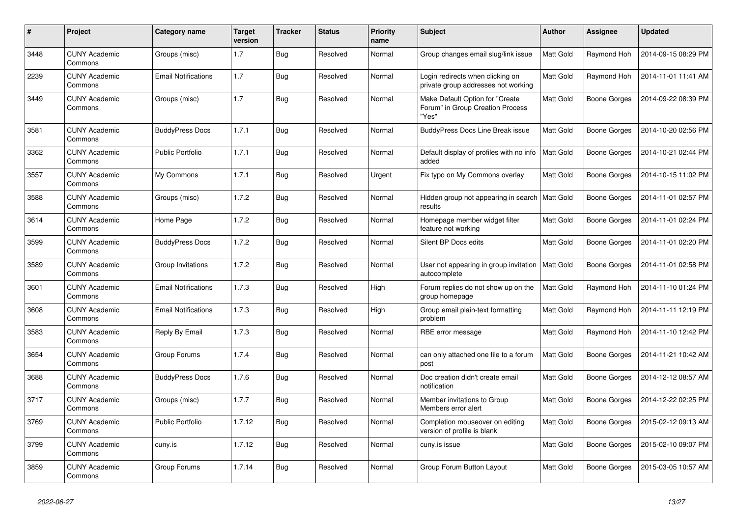| # | Project | Category name | Target version | Tracker | Status | Priority name | Subject | Author | Assignee | Updated |
|---|---|---|---|---|---|---|---|---|---|---|
| 3448 | CUNY Academic Commons | Groups (misc) | 1.7 | Bug | Resolved | Normal | Group changes email slug/link issue | Matt Gold | Raymond Hoh | 2014-09-15 08:29 PM |
| 2239 | CUNY Academic Commons | Email Notifications | 1.7 | Bug | Resolved | Normal | Login redirects when clicking on private group addresses not working | Matt Gold | Raymond Hoh | 2014-11-01 11:41 AM |
| 3449 | CUNY Academic Commons | Groups (misc) | 1.7 | Bug | Resolved | Normal | Make Default Option for "Create Forum" in Group Creation Process "Yes" | Matt Gold | Boone Gorges | 2014-09-22 08:39 PM |
| 3581 | CUNY Academic Commons | BuddyPress Docs | 1.7.1 | Bug | Resolved | Normal | BuddyPress Docs Line Break issue | Matt Gold | Boone Gorges | 2014-10-20 02:56 PM |
| 3362 | CUNY Academic Commons | Public Portfolio | 1.7.1 | Bug | Resolved | Normal | Default display of profiles with no info added | Matt Gold | Boone Gorges | 2014-10-21 02:44 PM |
| 3557 | CUNY Academic Commons | My Commons | 1.7.1 | Bug | Resolved | Urgent | Fix typo on My Commons overlay | Matt Gold | Boone Gorges | 2014-10-15 11:02 PM |
| 3588 | CUNY Academic Commons | Groups (misc) | 1.7.2 | Bug | Resolved | Normal | Hidden group not appearing in search results | Matt Gold | Boone Gorges | 2014-11-01 02:57 PM |
| 3614 | CUNY Academic Commons | Home Page | 1.7.2 | Bug | Resolved | Normal | Homepage member widget filter feature not working | Matt Gold | Boone Gorges | 2014-11-01 02:24 PM |
| 3599 | CUNY Academic Commons | BuddyPress Docs | 1.7.2 | Bug | Resolved | Normal | Silent BP Docs edits | Matt Gold | Boone Gorges | 2014-11-01 02:20 PM |
| 3589 | CUNY Academic Commons | Group Invitations | 1.7.2 | Bug | Resolved | Normal | User not appearing in group invitation autocomplete | Matt Gold | Boone Gorges | 2014-11-01 02:58 PM |
| 3601 | CUNY Academic Commons | Email Notifications | 1.7.3 | Bug | Resolved | High | Forum replies do not show up on the group homepage | Matt Gold | Raymond Hoh | 2014-11-10 01:24 PM |
| 3608 | CUNY Academic Commons | Email Notifications | 1.7.3 | Bug | Resolved | High | Group email plain-text formatting problem | Matt Gold | Raymond Hoh | 2014-11-11 12:19 PM |
| 3583 | CUNY Academic Commons | Reply By Email | 1.7.3 | Bug | Resolved | Normal | RBE error message | Matt Gold | Raymond Hoh | 2014-11-10 12:42 PM |
| 3654 | CUNY Academic Commons | Group Forums | 1.7.4 | Bug | Resolved | Normal | can only attached one file to a forum post | Matt Gold | Boone Gorges | 2014-11-21 10:42 AM |
| 3688 | CUNY Academic Commons | BuddyPress Docs | 1.7.6 | Bug | Resolved | Normal | Doc creation didn't create email notification | Matt Gold | Boone Gorges | 2014-12-12 08:57 AM |
| 3717 | CUNY Academic Commons | Groups (misc) | 1.7.7 | Bug | Resolved | Normal | Member invitations to Group Members error alert | Matt Gold | Boone Gorges | 2014-12-22 02:25 PM |
| 3769 | CUNY Academic Commons | Public Portfolio | 1.7.12 | Bug | Resolved | Normal | Completion mouseover on editing version of profile is blank | Matt Gold | Boone Gorges | 2015-02-12 09:13 AM |
| 3799 | CUNY Academic Commons | cuny.is | 1.7.12 | Bug | Resolved | Normal | cuny.is issue | Matt Gold | Boone Gorges | 2015-02-10 09:07 PM |
| 3859 | CUNY Academic Commons | Group Forums | 1.7.14 | Bug | Resolved | Normal | Group Forum Button Layout | Matt Gold | Boone Gorges | 2015-03-05 10:57 AM |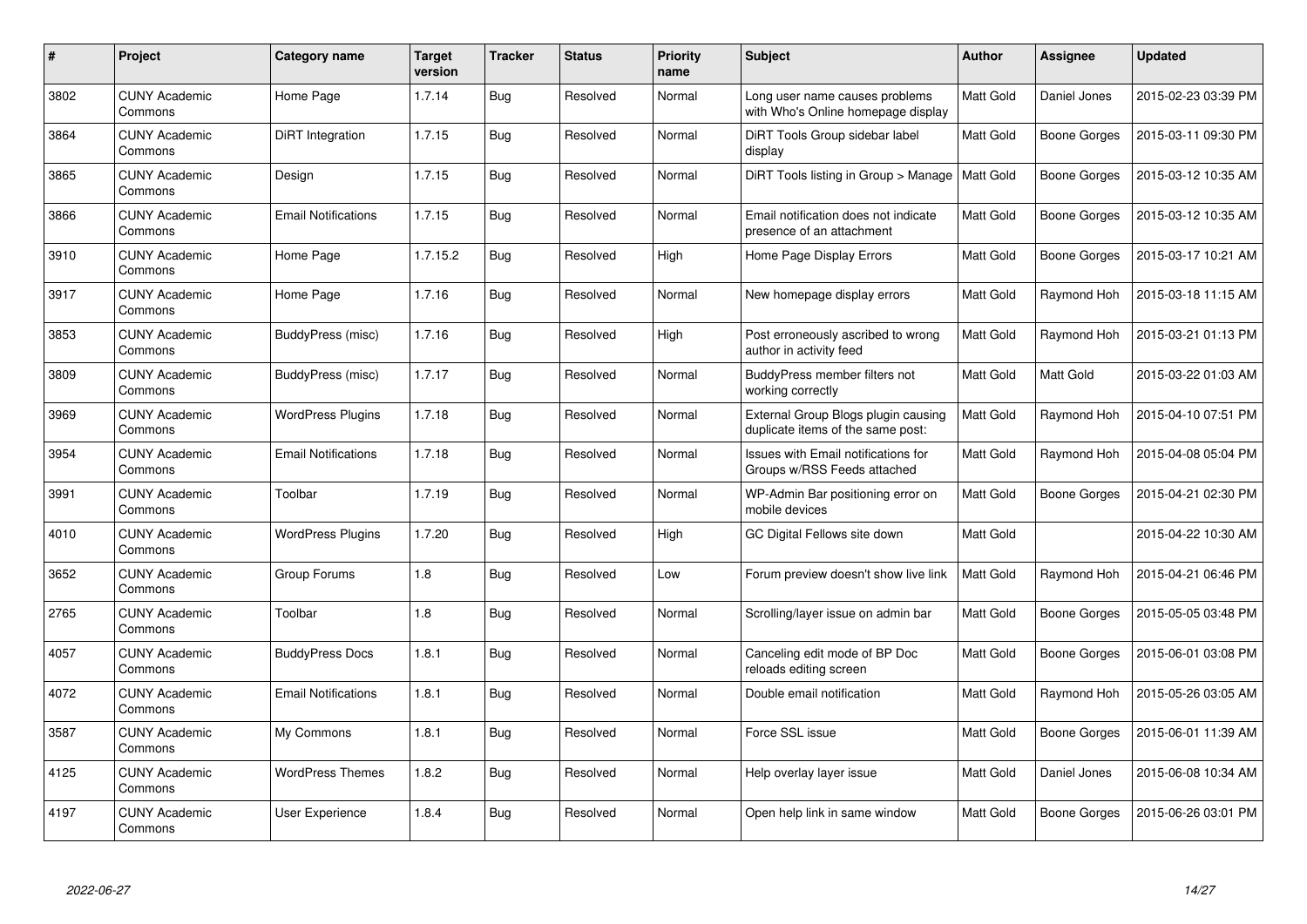| # | Project | Category name | Target version | Tracker | Status | Priority name | Subject | Author | Assignee | Updated |
|---|---|---|---|---|---|---|---|---|---|---|
| 3802 | CUNY Academic Commons | Home Page | 1.7.14 | Bug | Resolved | Normal | Long user name causes problems with Who's Online homepage display | Matt Gold | Daniel Jones | 2015-02-23 03:39 PM |
| 3864 | CUNY Academic Commons | DiRT Integration | 1.7.15 | Bug | Resolved | Normal | DiRT Tools Group sidebar label display | Matt Gold | Boone Gorges | 2015-03-11 09:30 PM |
| 3865 | CUNY Academic Commons | Design | 1.7.15 | Bug | Resolved | Normal | DiRT Tools listing in Group > Manage | Matt Gold | Boone Gorges | 2015-03-12 10:35 AM |
| 3866 | CUNY Academic Commons | Email Notifications | 1.7.15 | Bug | Resolved | Normal | Email notification does not indicate presence of an attachment | Matt Gold | Boone Gorges | 2015-03-12 10:35 AM |
| 3910 | CUNY Academic Commons | Home Page | 1.7.15.2 | Bug | Resolved | High | Home Page Display Errors | Matt Gold | Boone Gorges | 2015-03-17 10:21 AM |
| 3917 | CUNY Academic Commons | Home Page | 1.7.16 | Bug | Resolved | Normal | New homepage display errors | Matt Gold | Raymond Hoh | 2015-03-18 11:15 AM |
| 3853 | CUNY Academic Commons | BuddyPress (misc) | 1.7.16 | Bug | Resolved | High | Post erroneously ascribed to wrong author in activity feed | Matt Gold | Raymond Hoh | 2015-03-21 01:13 PM |
| 3809 | CUNY Academic Commons | BuddyPress (misc) | 1.7.17 | Bug | Resolved | Normal | BuddyPress member filters not working correctly | Matt Gold | Matt Gold | 2015-03-22 01:03 AM |
| 3969 | CUNY Academic Commons | WordPress Plugins | 1.7.18 | Bug | Resolved | Normal | External Group Blogs plugin causing duplicate items of the same post: | Matt Gold | Raymond Hoh | 2015-04-10 07:51 PM |
| 3954 | CUNY Academic Commons | Email Notifications | 1.7.18 | Bug | Resolved | Normal | Issues with Email notifications for Groups w/RSS Feeds attached | Matt Gold | Raymond Hoh | 2015-04-08 05:04 PM |
| 3991 | CUNY Academic Commons | Toolbar | 1.7.19 | Bug | Resolved | Normal | WP-Admin Bar positioning error on mobile devices | Matt Gold | Boone Gorges | 2015-04-21 02:30 PM |
| 4010 | CUNY Academic Commons | WordPress Plugins | 1.7.20 | Bug | Resolved | High | GC Digital Fellows site down | Matt Gold | | 2015-04-22 10:30 AM |
| 3652 | CUNY Academic Commons | Group Forums | 1.8 | Bug | Resolved | Low | Forum preview doesn't show live link | Matt Gold | Raymond Hoh | 2015-04-21 06:46 PM |
| 2765 | CUNY Academic Commons | Toolbar | 1.8 | Bug | Resolved | Normal | Scrolling/layer issue on admin bar | Matt Gold | Boone Gorges | 2015-05-05 03:48 PM |
| 4057 | CUNY Academic Commons | BuddyPress Docs | 1.8.1 | Bug | Resolved | Normal | Canceling edit mode of BP Doc reloads editing screen | Matt Gold | Boone Gorges | 2015-06-01 03:08 PM |
| 4072 | CUNY Academic Commons | Email Notifications | 1.8.1 | Bug | Resolved | Normal | Double email notification | Matt Gold | Raymond Hoh | 2015-05-26 03:05 AM |
| 3587 | CUNY Academic Commons | My Commons | 1.8.1 | Bug | Resolved | Normal | Force SSL issue | Matt Gold | Boone Gorges | 2015-06-01 11:39 AM |
| 4125 | CUNY Academic Commons | WordPress Themes | 1.8.2 | Bug | Resolved | Normal | Help overlay layer issue | Matt Gold | Daniel Jones | 2015-06-08 10:34 AM |
| 4197 | CUNY Academic Commons | User Experience | 1.8.4 | Bug | Resolved | Normal | Open help link in same window | Matt Gold | Boone Gorges | 2015-06-26 03:01 PM |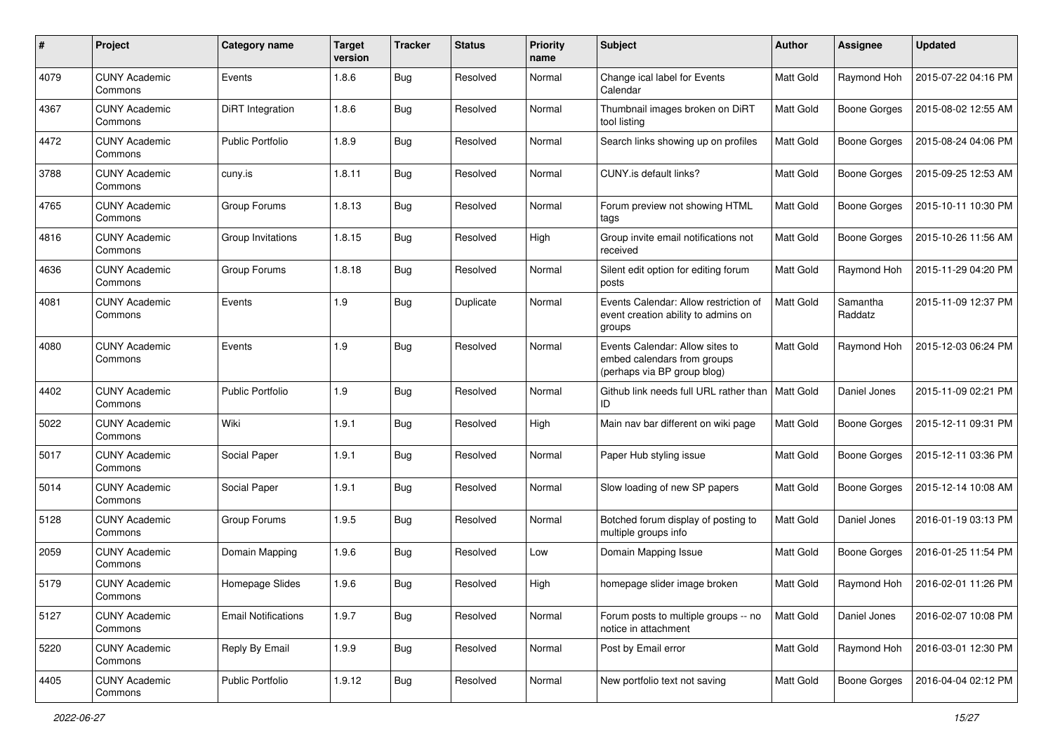| # | Project | Category name | Target version | Tracker | Status | Priority name | Subject | Author | Assignee | Updated |
|---|---|---|---|---|---|---|---|---|---|---|
| 4079 | CUNY Academic Commons | Events | 1.8.6 | Bug | Resolved | Normal | Change ical label for Events Calendar | Matt Gold | Raymond Hoh | 2015-07-22 04:16 PM |
| 4367 | CUNY Academic Commons | DiRT Integration | 1.8.6 | Bug | Resolved | Normal | Thumbnail images broken on DiRT tool listing | Matt Gold | Boone Gorges | 2015-08-02 12:55 AM |
| 4472 | CUNY Academic Commons | Public Portfolio | 1.8.9 | Bug | Resolved | Normal | Search links showing up on profiles | Matt Gold | Boone Gorges | 2015-08-24 04:06 PM |
| 3788 | CUNY Academic Commons | cuny.is | 1.8.11 | Bug | Resolved | Normal | CUNY.is default links? | Matt Gold | Boone Gorges | 2015-09-25 12:53 AM |
| 4765 | CUNY Academic Commons | Group Forums | 1.8.13 | Bug | Resolved | Normal | Forum preview not showing HTML tags | Matt Gold | Boone Gorges | 2015-10-11 10:30 PM |
| 4816 | CUNY Academic Commons | Group Invitations | 1.8.15 | Bug | Resolved | High | Group invite email notifications not received | Matt Gold | Boone Gorges | 2015-10-26 11:56 AM |
| 4636 | CUNY Academic Commons | Group Forums | 1.8.18 | Bug | Resolved | Normal | Silent edit option for editing forum posts | Matt Gold | Raymond Hoh | 2015-11-29 04:20 PM |
| 4081 | CUNY Academic Commons | Events | 1.9 | Bug | Duplicate | Normal | Events Calendar: Allow restriction of event creation ability to admins on groups | Matt Gold | Samantha Raddatz | 2015-11-09 12:37 PM |
| 4080 | CUNY Academic Commons | Events | 1.9 | Bug | Resolved | Normal | Events Calendar: Allow sites to embed calendars from groups (perhaps via BP group blog) | Matt Gold | Raymond Hoh | 2015-12-03 06:24 PM |
| 4402 | CUNY Academic Commons | Public Portfolio | 1.9 | Bug | Resolved | Normal | Github link needs full URL rather than ID | Matt Gold | Daniel Jones | 2015-11-09 02:21 PM |
| 5022 | CUNY Academic Commons | Wiki | 1.9.1 | Bug | Resolved | High | Main nav bar different on wiki page | Matt Gold | Boone Gorges | 2015-12-11 09:31 PM |
| 5017 | CUNY Academic Commons | Social Paper | 1.9.1 | Bug | Resolved | Normal | Paper Hub styling issue | Matt Gold | Boone Gorges | 2015-12-11 03:36 PM |
| 5014 | CUNY Academic Commons | Social Paper | 1.9.1 | Bug | Resolved | Normal | Slow loading of new SP papers | Matt Gold | Boone Gorges | 2015-12-14 10:08 AM |
| 5128 | CUNY Academic Commons | Group Forums | 1.9.5 | Bug | Resolved | Normal | Botched forum display of posting to multiple groups info | Matt Gold | Daniel Jones | 2016-01-19 03:13 PM |
| 2059 | CUNY Academic Commons | Domain Mapping | 1.9.6 | Bug | Resolved | Low | Domain Mapping Issue | Matt Gold | Boone Gorges | 2016-01-25 11:54 PM |
| 5179 | CUNY Academic Commons | Homepage Slides | 1.9.6 | Bug | Resolved | High | homepage slider image broken | Matt Gold | Raymond Hoh | 2016-02-01 11:26 PM |
| 5127 | CUNY Academic Commons | Email Notifications | 1.9.7 | Bug | Resolved | Normal | Forum posts to multiple groups -- no notice in attachment | Matt Gold | Daniel Jones | 2016-02-07 10:08 PM |
| 5220 | CUNY Academic Commons | Reply By Email | 1.9.9 | Bug | Resolved | Normal | Post by Email error | Matt Gold | Raymond Hoh | 2016-03-01 12:30 PM |
| 4405 | CUNY Academic Commons | Public Portfolio | 1.9.12 | Bug | Resolved | Normal | New portfolio text not saving | Matt Gold | Boone Gorges | 2016-04-04 02:12 PM |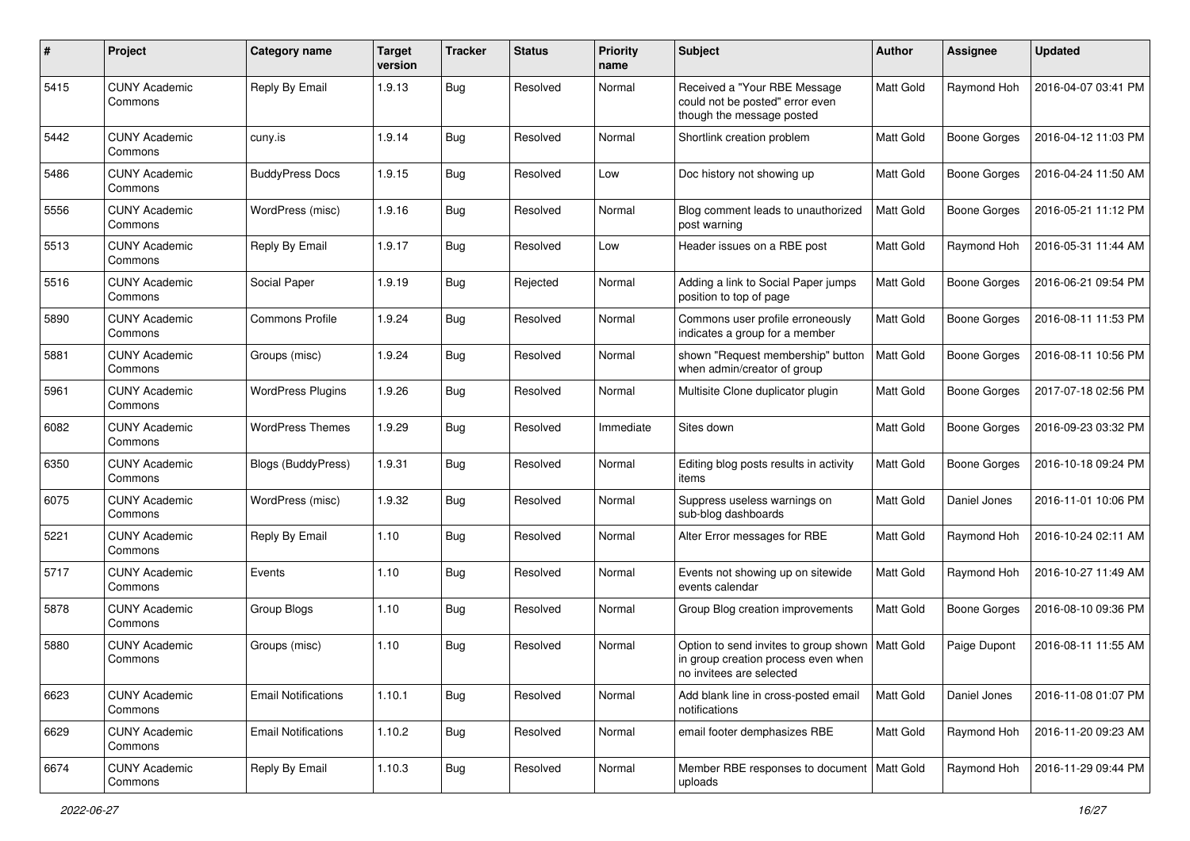| # | Project | Category name | Target version | Tracker | Status | Priority name | Subject | Author | Assignee | Updated |
|---|---|---|---|---|---|---|---|---|---|---|
| 5415 | CUNY Academic Commons | Reply By Email | 1.9.13 | Bug | Resolved | Normal | Received a "Your RBE Message could not be posted" error even though the message posted | Matt Gold | Raymond Hoh | 2016-04-07 03:41 PM |
| 5442 | CUNY Academic Commons | cuny.is | 1.9.14 | Bug | Resolved | Normal | Shortlink creation problem | Matt Gold | Boone Gorges | 2016-04-12 11:03 PM |
| 5486 | CUNY Academic Commons | BuddyPress Docs | 1.9.15 | Bug | Resolved | Low | Doc history not showing up | Matt Gold | Boone Gorges | 2016-04-24 11:50 AM |
| 5556 | CUNY Academic Commons | WordPress (misc) | 1.9.16 | Bug | Resolved | Normal | Blog comment leads to unauthorized post warning | Matt Gold | Boone Gorges | 2016-05-21 11:12 PM |
| 5513 | CUNY Academic Commons | Reply By Email | 1.9.17 | Bug | Resolved | Low | Header issues on a RBE post | Matt Gold | Raymond Hoh | 2016-05-31 11:44 AM |
| 5516 | CUNY Academic Commons | Social Paper | 1.9.19 | Bug | Rejected | Normal | Adding a link to Social Paper jumps position to top of page | Matt Gold | Boone Gorges | 2016-06-21 09:54 PM |
| 5890 | CUNY Academic Commons | Commons Profile | 1.9.24 | Bug | Resolved | Normal | Commons user profile erroneously indicates a group for a member | Matt Gold | Boone Gorges | 2016-08-11 11:53 PM |
| 5881 | CUNY Academic Commons | Groups (misc) | 1.9.24 | Bug | Resolved | Normal | shown "Request membership" button when admin/creator of group | Matt Gold | Boone Gorges | 2016-08-11 10:56 PM |
| 5961 | CUNY Academic Commons | WordPress Plugins | 1.9.26 | Bug | Resolved | Normal | Multisite Clone duplicator plugin | Matt Gold | Boone Gorges | 2017-07-18 02:56 PM |
| 6082 | CUNY Academic Commons | WordPress Themes | 1.9.29 | Bug | Resolved | Immediate | Sites down | Matt Gold | Boone Gorges | 2016-09-23 03:32 PM |
| 6350 | CUNY Academic Commons | Blogs (BuddyPress) | 1.9.31 | Bug | Resolved | Normal | Editing blog posts results in activity items | Matt Gold | Boone Gorges | 2016-10-18 09:24 PM |
| 6075 | CUNY Academic Commons | WordPress (misc) | 1.9.32 | Bug | Resolved | Normal | Suppress useless warnings on sub-blog dashboards | Matt Gold | Daniel Jones | 2016-11-01 10:06 PM |
| 5221 | CUNY Academic Commons | Reply By Email | 1.10 | Bug | Resolved | Normal | Alter Error messages for RBE | Matt Gold | Raymond Hoh | 2016-10-24 02:11 AM |
| 5717 | CUNY Academic Commons | Events | 1.10 | Bug | Resolved | Normal | Events not showing up on sitewide events calendar | Matt Gold | Raymond Hoh | 2016-10-27 11:49 AM |
| 5878 | CUNY Academic Commons | Group Blogs | 1.10 | Bug | Resolved | Normal | Group Blog creation improvements | Matt Gold | Boone Gorges | 2016-08-10 09:36 PM |
| 5880 | CUNY Academic Commons | Groups (misc) | 1.10 | Bug | Resolved | Normal | Option to send invites to group shown in group creation process even when no invitees are selected | Matt Gold | Paige Dupont | 2016-08-11 11:55 AM |
| 6623 | CUNY Academic Commons | Email Notifications | 1.10.1 | Bug | Resolved | Normal | Add blank line in cross-posted email notifications | Matt Gold | Daniel Jones | 2016-11-08 01:07 PM |
| 6629 | CUNY Academic Commons | Email Notifications | 1.10.2 | Bug | Resolved | Normal | email footer demphasizes RBE | Matt Gold | Raymond Hoh | 2016-11-20 09:23 AM |
| 6674 | CUNY Academic Commons | Reply By Email | 1.10.3 | Bug | Resolved | Normal | Member RBE responses to document uploads | Matt Gold | Raymond Hoh | 2016-11-29 09:44 PM |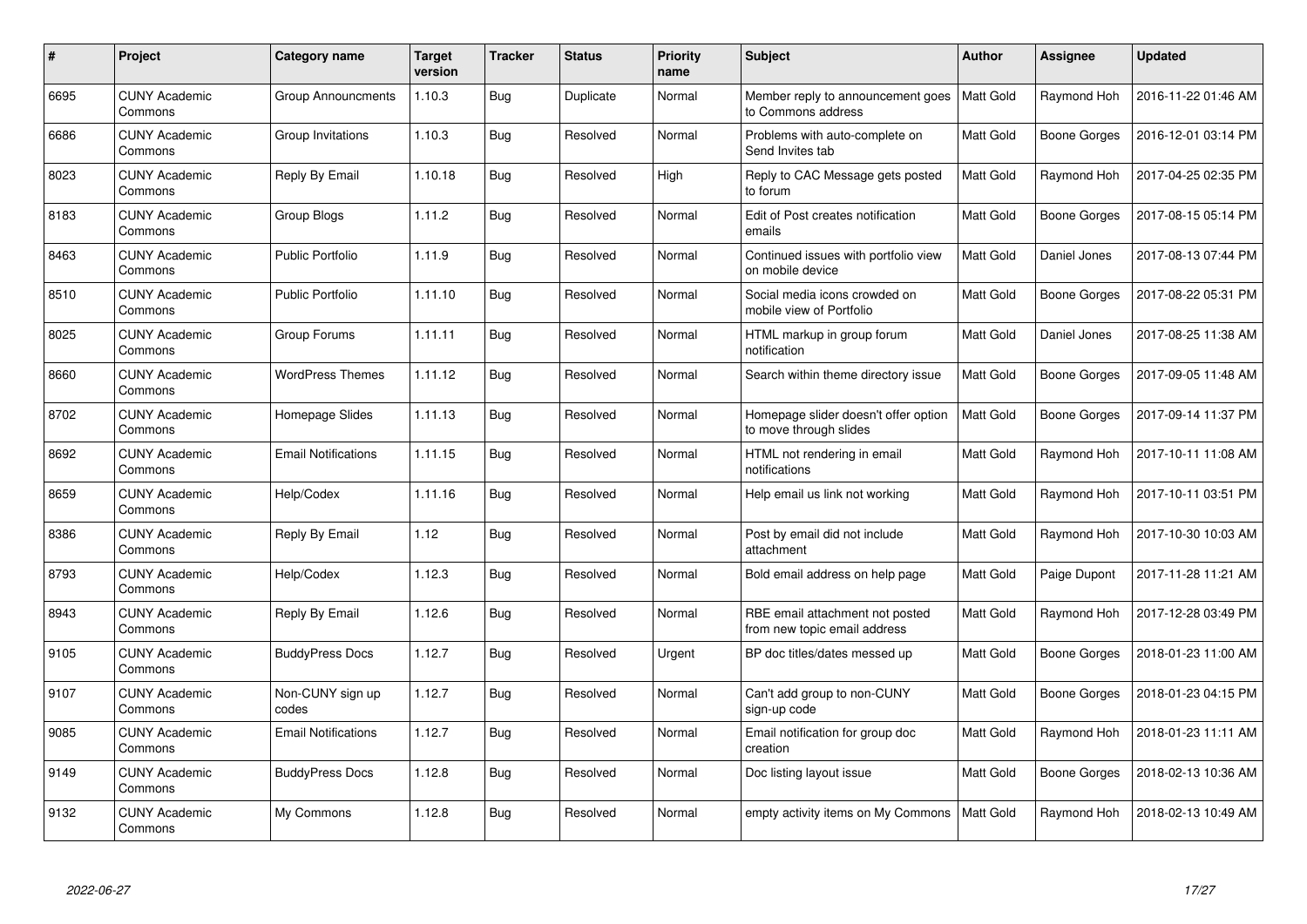| # | Project | Category name | Target version | Tracker | Status | Priority name | Subject | Author | Assignee | Updated |
|---|---|---|---|---|---|---|---|---|---|---|
| 6695 | CUNY Academic Commons | Group Announcments | 1.10.3 | Bug | Duplicate | Normal | Member reply to announcement goes to Commons address | Matt Gold | Raymond Hoh | 2016-11-22 01:46 AM |
| 6686 | CUNY Academic Commons | Group Invitations | 1.10.3 | Bug | Resolved | Normal | Problems with auto-complete on Send Invites tab | Matt Gold | Boone Gorges | 2016-12-01 03:14 PM |
| 8023 | CUNY Academic Commons | Reply By Email | 1.10.18 | Bug | Resolved | High | Reply to CAC Message gets posted to forum | Matt Gold | Raymond Hoh | 2017-04-25 02:35 PM |
| 8183 | CUNY Academic Commons | Group Blogs | 1.11.2 | Bug | Resolved | Normal | Edit of Post creates notification emails | Matt Gold | Boone Gorges | 2017-08-15 05:14 PM |
| 8463 | CUNY Academic Commons | Public Portfolio | 1.11.9 | Bug | Resolved | Normal | Continued issues with portfolio view on mobile device | Matt Gold | Daniel Jones | 2017-08-13 07:44 PM |
| 8510 | CUNY Academic Commons | Public Portfolio | 1.11.10 | Bug | Resolved | Normal | Social media icons crowded on mobile view of Portfolio | Matt Gold | Boone Gorges | 2017-08-22 05:31 PM |
| 8025 | CUNY Academic Commons | Group Forums | 1.11.11 | Bug | Resolved | Normal | HTML markup in group forum notification | Matt Gold | Daniel Jones | 2017-08-25 11:38 AM |
| 8660 | CUNY Academic Commons | WordPress Themes | 1.11.12 | Bug | Resolved | Normal | Search within theme directory issue | Matt Gold | Boone Gorges | 2017-09-05 11:48 AM |
| 8702 | CUNY Academic Commons | Homepage Slides | 1.11.13 | Bug | Resolved | Normal | Homepage slider doesn't offer option to move through slides | Matt Gold | Boone Gorges | 2017-09-14 11:37 PM |
| 8692 | CUNY Academic Commons | Email Notifications | 1.11.15 | Bug | Resolved | Normal | HTML not rendering in email notifications | Matt Gold | Raymond Hoh | 2017-10-11 11:08 AM |
| 8659 | CUNY Academic Commons | Help/Codex | 1.11.16 | Bug | Resolved | Normal | Help email us link not working | Matt Gold | Raymond Hoh | 2017-10-11 03:51 PM |
| 8386 | CUNY Academic Commons | Reply By Email | 1.12 | Bug | Resolved | Normal | Post by email did not include attachment | Matt Gold | Raymond Hoh | 2017-10-30 10:03 AM |
| 8793 | CUNY Academic Commons | Help/Codex | 1.12.3 | Bug | Resolved | Normal | Bold email address on help page | Matt Gold | Paige Dupont | 2017-11-28 11:21 AM |
| 8943 | CUNY Academic Commons | Reply By Email | 1.12.6 | Bug | Resolved | Normal | RBE email attachment not posted from new topic email address | Matt Gold | Raymond Hoh | 2017-12-28 03:49 PM |
| 9105 | CUNY Academic Commons | BuddyPress Docs | 1.12.7 | Bug | Resolved | Urgent | BP doc titles/dates messed up | Matt Gold | Boone Gorges | 2018-01-23 11:00 AM |
| 9107 | CUNY Academic Commons | Non-CUNY sign up codes | 1.12.7 | Bug | Resolved | Normal | Can't add group to non-CUNY sign-up code | Matt Gold | Boone Gorges | 2018-01-23 04:15 PM |
| 9085 | CUNY Academic Commons | Email Notifications | 1.12.7 | Bug | Resolved | Normal | Email notification for group doc creation | Matt Gold | Raymond Hoh | 2018-01-23 11:11 AM |
| 9149 | CUNY Academic Commons | BuddyPress Docs | 1.12.8 | Bug | Resolved | Normal | Doc listing layout issue | Matt Gold | Boone Gorges | 2018-02-13 10:36 AM |
| 9132 | CUNY Academic Commons | My Commons | 1.12.8 | Bug | Resolved | Normal | empty activity items on My Commons | Matt Gold | Raymond Hoh | 2018-02-13 10:49 AM |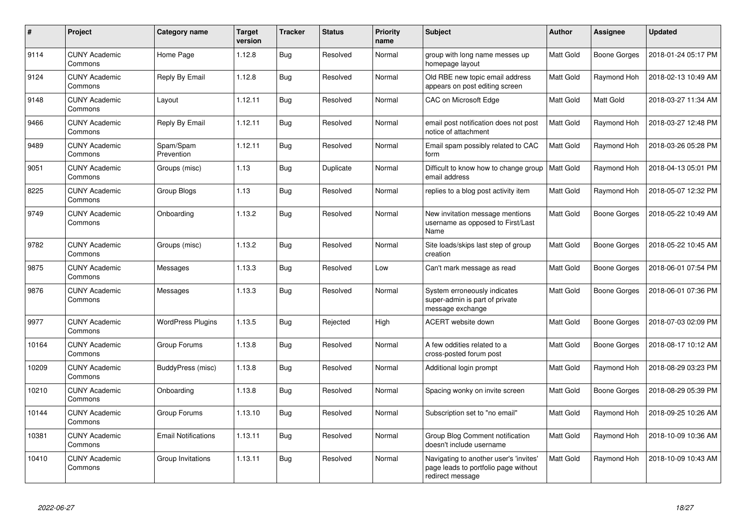| # | Project | Category name | Target version | Tracker | Status | Priority name | Subject | Author | Assignee | Updated |
|---|---|---|---|---|---|---|---|---|---|---|
| 9114 | CUNY Academic Commons | Home Page | 1.12.8 | Bug | Resolved | Normal | group with long name messes up homepage layout | Matt Gold | Boone Gorges | 2018-01-24 05:17 PM |
| 9124 | CUNY Academic Commons | Reply By Email | 1.12.8 | Bug | Resolved | Normal | Old RBE new topic email address appears on post editing screen | Matt Gold | Raymond Hoh | 2018-02-13 10:49 AM |
| 9148 | CUNY Academic Commons | Layout | 1.12.11 | Bug | Resolved | Normal | CAC on Microsoft Edge | Matt Gold | Matt Gold | 2018-03-27 11:34 AM |
| 9466 | CUNY Academic Commons | Reply By Email | 1.12.11 | Bug | Resolved | Normal | email post notification does not post notice of attachment | Matt Gold | Raymond Hoh | 2018-03-27 12:48 PM |
| 9489 | CUNY Academic Commons | Spam/Spam Prevention | 1.12.11 | Bug | Resolved | Normal | Email spam possibly related to CAC form | Matt Gold | Raymond Hoh | 2018-03-26 05:28 PM |
| 9051 | CUNY Academic Commons | Groups (misc) | 1.13 | Bug | Duplicate | Normal | Difficult to know how to change group email address | Matt Gold | Raymond Hoh | 2018-04-13 05:01 PM |
| 8225 | CUNY Academic Commons | Group Blogs | 1.13 | Bug | Resolved | Normal | replies to a blog post activity item | Matt Gold | Raymond Hoh | 2018-05-07 12:32 PM |
| 9749 | CUNY Academic Commons | Onboarding | 1.13.2 | Bug | Resolved | Normal | New invitation message mentions username as opposed to First/Last Name | Matt Gold | Boone Gorges | 2018-05-22 10:49 AM |
| 9782 | CUNY Academic Commons | Groups (misc) | 1.13.2 | Bug | Resolved | Normal | Site loads/skips last step of group creation | Matt Gold | Boone Gorges | 2018-05-22 10:45 AM |
| 9875 | CUNY Academic Commons | Messages | 1.13.3 | Bug | Resolved | Low | Can't mark message as read | Matt Gold | Boone Gorges | 2018-06-01 07:54 PM |
| 9876 | CUNY Academic Commons | Messages | 1.13.3 | Bug | Resolved | Normal | System erroneously indicates super-admin is part of private message exchange | Matt Gold | Boone Gorges | 2018-06-01 07:36 PM |
| 9977 | CUNY Academic Commons | WordPress Plugins | 1.13.5 | Bug | Rejected | High | ACERT website down | Matt Gold | Boone Gorges | 2018-07-03 02:09 PM |
| 10164 | CUNY Academic Commons | Group Forums | 1.13.8 | Bug | Resolved | Normal | A few oddities related to a cross-posted forum post | Matt Gold | Boone Gorges | 2018-08-17 10:12 AM |
| 10209 | CUNY Academic Commons | BuddyPress (misc) | 1.13.8 | Bug | Resolved | Normal | Additional login prompt | Matt Gold | Raymond Hoh | 2018-08-29 03:23 PM |
| 10210 | CUNY Academic Commons | Onboarding | 1.13.8 | Bug | Resolved | Normal | Spacing wonky on invite screen | Matt Gold | Boone Gorges | 2018-08-29 05:39 PM |
| 10144 | CUNY Academic Commons | Group Forums | 1.13.10 | Bug | Resolved | Normal | Subscription set to "no email" | Matt Gold | Raymond Hoh | 2018-09-25 10:26 AM |
| 10381 | CUNY Academic Commons | Email Notifications | 1.13.11 | Bug | Resolved | Normal | Group Blog Comment notification doesn't include username | Matt Gold | Raymond Hoh | 2018-10-09 10:36 AM |
| 10410 | CUNY Academic Commons | Group Invitations | 1.13.11 | Bug | Resolved | Normal | Navigating to another user's 'invites' page leads to portfolio page without redirect message | Matt Gold | Raymond Hoh | 2018-10-09 10:43 AM |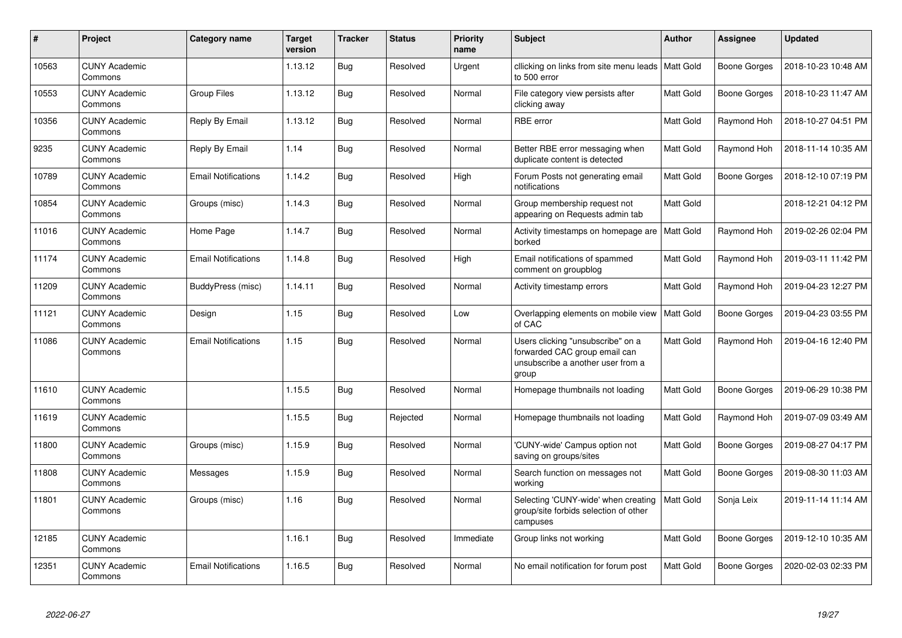| # | Project | Category name | Target version | Tracker | Status | Priority name | Subject | Author | Assignee | Updated |
|---|---|---|---|---|---|---|---|---|---|---|
| 10563 | CUNY Academic Commons | | 1.13.12 | Bug | Resolved | Urgent | cllicking on links from site menu leads to 500 error | Matt Gold | Boone Gorges | 2018-10-23 10:48 AM |
| 10553 | CUNY Academic Commons | Group Files | 1.13.12 | Bug | Resolved | Normal | File category view persists after clicking away | Matt Gold | Boone Gorges | 2018-10-23 11:47 AM |
| 10356 | CUNY Academic Commons | Reply By Email | 1.13.12 | Bug | Resolved | Normal | RBE error | Matt Gold | Raymond Hoh | 2018-10-27 04:51 PM |
| 9235 | CUNY Academic Commons | Reply By Email | 1.14 | Bug | Resolved | Normal | Better RBE error messaging when duplicate content is detected | Matt Gold | Raymond Hoh | 2018-11-14 10:35 AM |
| 10789 | CUNY Academic Commons | Email Notifications | 1.14.2 | Bug | Resolved | High | Forum Posts not generating email notifications | Matt Gold | Boone Gorges | 2018-12-10 07:19 PM |
| 10854 | CUNY Academic Commons | Groups (misc) | 1.14.3 | Bug | Resolved | Normal | Group membership request not appearing on Requests admin tab | Matt Gold | | 2018-12-21 04:12 PM |
| 11016 | CUNY Academic Commons | Home Page | 1.14.7 | Bug | Resolved | Normal | Activity timestamps on homepage are borked | Matt Gold | Raymond Hoh | 2019-02-26 02:04 PM |
| 11174 | CUNY Academic Commons | Email Notifications | 1.14.8 | Bug | Resolved | High | Email notifications of spammed comment on groupblog | Matt Gold | Raymond Hoh | 2019-03-11 11:42 PM |
| 11209 | CUNY Academic Commons | BuddyPress (misc) | 1.14.11 | Bug | Resolved | Normal | Activity timestamp errors | Matt Gold | Raymond Hoh | 2019-04-23 12:27 PM |
| 11121 | CUNY Academic Commons | Design | 1.15 | Bug | Resolved | Low | Overlapping elements on mobile view of CAC | Matt Gold | Boone Gorges | 2019-04-23 03:55 PM |
| 11086 | CUNY Academic Commons | Email Notifications | 1.15 | Bug | Resolved | Normal | Users clicking "unsubscribe" on a forwarded CAC group email can unsubscribe a another user from a group | Matt Gold | Raymond Hoh | 2019-04-16 12:40 PM |
| 11610 | CUNY Academic Commons | | 1.15.5 | Bug | Resolved | Normal | Homepage thumbnails not loading | Matt Gold | Boone Gorges | 2019-06-29 10:38 PM |
| 11619 | CUNY Academic Commons | | 1.15.5 | Bug | Rejected | Normal | Homepage thumbnails not loading | Matt Gold | Raymond Hoh | 2019-07-09 03:49 AM |
| 11800 | CUNY Academic Commons | Groups (misc) | 1.15.9 | Bug | Resolved | Normal | 'CUNY-wide' Campus option not saving on groups/sites | Matt Gold | Boone Gorges | 2019-08-27 04:17 PM |
| 11808 | CUNY Academic Commons | Messages | 1.15.9 | Bug | Resolved | Normal | Search function on messages not working | Matt Gold | Boone Gorges | 2019-08-30 11:03 AM |
| 11801 | CUNY Academic Commons | Groups (misc) | 1.16 | Bug | Resolved | Normal | Selecting 'CUNY-wide' when creating group/site forbids selection of other campuses | Matt Gold | Sonja Leix | 2019-11-14 11:14 AM |
| 12185 | CUNY Academic Commons | | 1.16.1 | Bug | Resolved | Immediate | Group links not working | Matt Gold | Boone Gorges | 2019-12-10 10:35 AM |
| 12351 | CUNY Academic Commons | Email Notifications | 1.16.5 | Bug | Resolved | Normal | No email notification for forum post | Matt Gold | Boone Gorges | 2020-02-03 02:33 PM |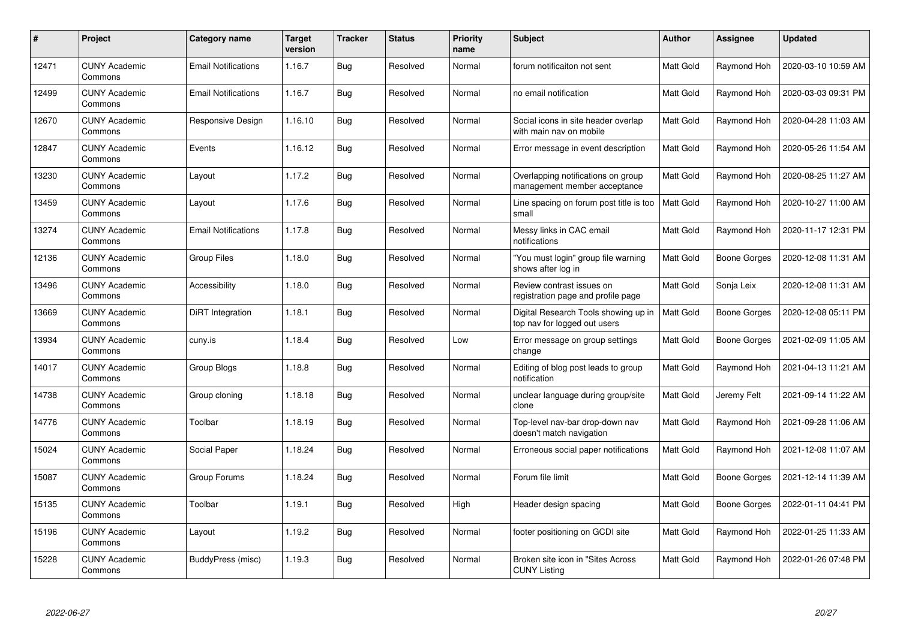| # | Project | Category name | Target version | Tracker | Status | Priority name | Subject | Author | Assignee | Updated |
|---|---|---|---|---|---|---|---|---|---|---|
| 12471 | CUNY Academic Commons | Email Notifications | 1.16.7 | Bug | Resolved | Normal | forum notificaiton not sent | Matt Gold | Raymond Hoh | 2020-03-10 10:59 AM |
| 12499 | CUNY Academic Commons | Email Notifications | 1.16.7 | Bug | Resolved | Normal | no email notification | Matt Gold | Raymond Hoh | 2020-03-03 09:31 PM |
| 12670 | CUNY Academic Commons | Responsive Design | 1.16.10 | Bug | Resolved | Normal | Social icons in site header overlap with main nav on mobile | Matt Gold | Raymond Hoh | 2020-04-28 11:03 AM |
| 12847 | CUNY Academic Commons | Events | 1.16.12 | Bug | Resolved | Normal | Error message in event description | Matt Gold | Raymond Hoh | 2020-05-26 11:54 AM |
| 13230 | CUNY Academic Commons | Layout | 1.17.2 | Bug | Resolved | Normal | Overlapping notifications on group management member acceptance | Matt Gold | Raymond Hoh | 2020-08-25 11:27 AM |
| 13459 | CUNY Academic Commons | Layout | 1.17.6 | Bug | Resolved | Normal | Line spacing on forum post title is too small | Matt Gold | Raymond Hoh | 2020-10-27 11:00 AM |
| 13274 | CUNY Academic Commons | Email Notifications | 1.17.8 | Bug | Resolved | Normal | Messy links in CAC email notifications | Matt Gold | Raymond Hoh | 2020-11-17 12:31 PM |
| 12136 | CUNY Academic Commons | Group Files | 1.18.0 | Bug | Resolved | Normal | "You must login" group file warning shows after log in | Matt Gold | Boone Gorges | 2020-12-08 11:31 AM |
| 13496 | CUNY Academic Commons | Accessibility | 1.18.0 | Bug | Resolved | Normal | Review contrast issues on registration page and profile page | Matt Gold | Sonja Leix | 2020-12-08 11:31 AM |
| 13669 | CUNY Academic Commons | DiRT Integration | 1.18.1 | Bug | Resolved | Normal | Digital Research Tools showing up in top nav for logged out users | Matt Gold | Boone Gorges | 2020-12-08 05:11 PM |
| 13934 | CUNY Academic Commons | cuny.is | 1.18.4 | Bug | Resolved | Low | Error message on group settings change | Matt Gold | Boone Gorges | 2021-02-09 11:05 AM |
| 14017 | CUNY Academic Commons | Group Blogs | 1.18.8 | Bug | Resolved | Normal | Editing of blog post leads to group notification | Matt Gold | Raymond Hoh | 2021-04-13 11:21 AM |
| 14738 | CUNY Academic Commons | Group cloning | 1.18.18 | Bug | Resolved | Normal | unclear language during group/site clone | Matt Gold | Jeremy Felt | 2021-09-14 11:22 AM |
| 14776 | CUNY Academic Commons | Toolbar | 1.18.19 | Bug | Resolved | Normal | Top-level nav-bar drop-down nav doesn't match navigation | Matt Gold | Raymond Hoh | 2021-09-28 11:06 AM |
| 15024 | CUNY Academic Commons | Social Paper | 1.18.24 | Bug | Resolved | Normal | Erroneous social paper notifications | Matt Gold | Raymond Hoh | 2021-12-08 11:07 AM |
| 15087 | CUNY Academic Commons | Group Forums | 1.18.24 | Bug | Resolved | Normal | Forum file limit | Matt Gold | Boone Gorges | 2021-12-14 11:39 AM |
| 15135 | CUNY Academic Commons | Toolbar | 1.19.1 | Bug | Resolved | High | Header design spacing | Matt Gold | Boone Gorges | 2022-01-11 04:41 PM |
| 15196 | CUNY Academic Commons | Layout | 1.19.2 | Bug | Resolved | Normal | footer positioning on GCDI site | Matt Gold | Raymond Hoh | 2022-01-25 11:33 AM |
| 15228 | CUNY Academic Commons | BuddyPress (misc) | 1.19.3 | Bug | Resolved | Normal | Broken site icon in "Sites Across CUNY Listing | Matt Gold | Raymond Hoh | 2022-01-26 07:48 PM |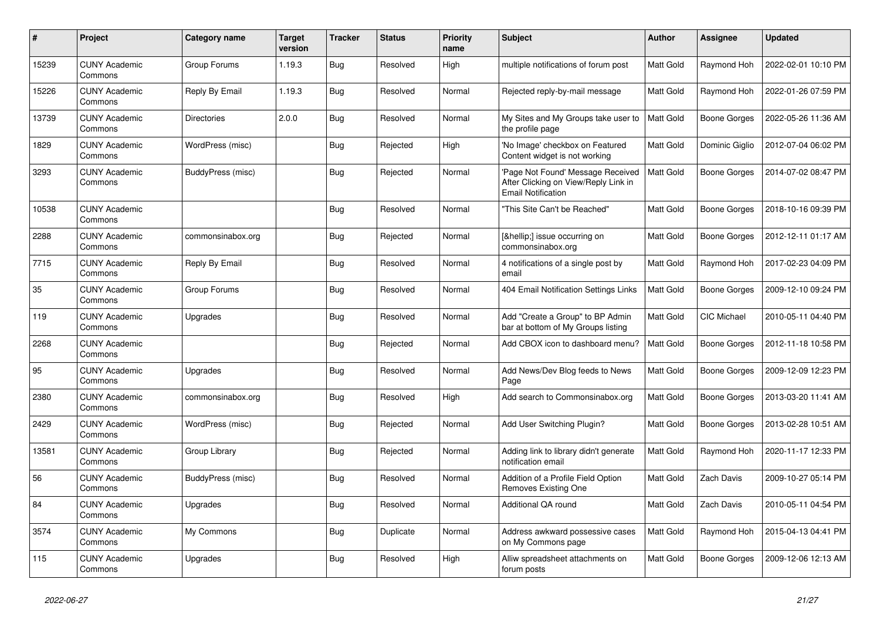| # | Project | Category name | Target version | Tracker | Status | Priority name | Subject | Author | Assignee | Updated |
|---|---|---|---|---|---|---|---|---|---|---|
| 15239 | CUNY Academic Commons | Group Forums | 1.19.3 | Bug | Resolved | High | multiple notifications of forum post | Matt Gold | Raymond Hoh | 2022-02-01 10:10 PM |
| 15226 | CUNY Academic Commons | Reply By Email | 1.19.3 | Bug | Resolved | Normal | Rejected reply-by-mail message | Matt Gold | Raymond Hoh | 2022-01-26 07:59 PM |
| 13739 | CUNY Academic Commons | Directories | 2.0.0 | Bug | Resolved | Normal | My Sites and My Groups take user to the profile page | Matt Gold | Boone Gorges | 2022-05-26 11:36 AM |
| 1829 | CUNY Academic Commons | WordPress (misc) | | Bug | Rejected | High | 'No Image' checkbox on Featured Content widget is not working | Matt Gold | Dominic Giglio | 2012-07-04 06:02 PM |
| 3293 | CUNY Academic Commons | BuddyPress (misc) | | Bug | Rejected | Normal | 'Page Not Found' Message Received After Clicking on View/Reply Link in Email Notification | Matt Gold | Boone Gorges | 2014-07-02 08:47 PM |
| 10538 | CUNY Academic Commons | | | Bug | Resolved | Normal | "This Site Can't be Reached" | Matt Gold | Boone Gorges | 2018-10-16 09:39 PM |
| 2288 | CUNY Academic Commons | commonsinabox.org | | Bug | Rejected | Normal | [&hellip;] issue occurring on commonsinabox.org | Matt Gold | Boone Gorges | 2012-12-11 01:17 AM |
| 7715 | CUNY Academic Commons | Reply By Email | | Bug | Resolved | Normal | 4 notifications of a single post by email | Matt Gold | Raymond Hoh | 2017-02-23 04:09 PM |
| 35 | CUNY Academic Commons | Group Forums | | Bug | Resolved | Normal | 404 Email Notification Settings Links | Matt Gold | Boone Gorges | 2009-12-10 09:24 PM |
| 119 | CUNY Academic Commons | Upgrades | | Bug | Resolved | Normal | Add "Create a Group" to BP Admin bar at bottom of My Groups listing | Matt Gold | CIC Michael | 2010-05-11 04:40 PM |
| 2268 | CUNY Academic Commons | | | Bug | Rejected | Normal | Add CBOX icon to dashboard menu? | Matt Gold | Boone Gorges | 2012-11-18 10:58 PM |
| 95 | CUNY Academic Commons | Upgrades | | Bug | Resolved | Normal | Add News/Dev Blog feeds to News Page | Matt Gold | Boone Gorges | 2009-12-09 12:23 PM |
| 2380 | CUNY Academic Commons | commonsinabox.org | | Bug | Resolved | High | Add search to Commonsinabox.org | Matt Gold | Boone Gorges | 2013-03-20 11:41 AM |
| 2429 | CUNY Academic Commons | WordPress (misc) | | Bug | Rejected | Normal | Add User Switching Plugin? | Matt Gold | Boone Gorges | 2013-02-28 10:51 AM |
| 13581 | CUNY Academic Commons | Group Library | | Bug | Rejected | Normal | Adding link to library didn't generate notification email | Matt Gold | Raymond Hoh | 2020-11-17 12:33 PM |
| 56 | CUNY Academic Commons | BuddyPress (misc) | | Bug | Resolved | Normal | Addition of a Profile Field Option Removes Existing One | Matt Gold | Zach Davis | 2009-10-27 05:14 PM |
| 84 | CUNY Academic Commons | Upgrades | | Bug | Resolved | Normal | Additional QA round | Matt Gold | Zach Davis | 2010-05-11 04:54 PM |
| 3574 | CUNY Academic Commons | My Commons | | Bug | Duplicate | Normal | Address awkward possessive cases on My Commons page | Matt Gold | Raymond Hoh | 2015-04-13 04:41 PM |
| 115 | CUNY Academic Commons | Upgrades | | Bug | Resolved | High | Alliw spreadsheet attachments on forum posts | Matt Gold | Boone Gorges | 2009-12-06 12:13 AM |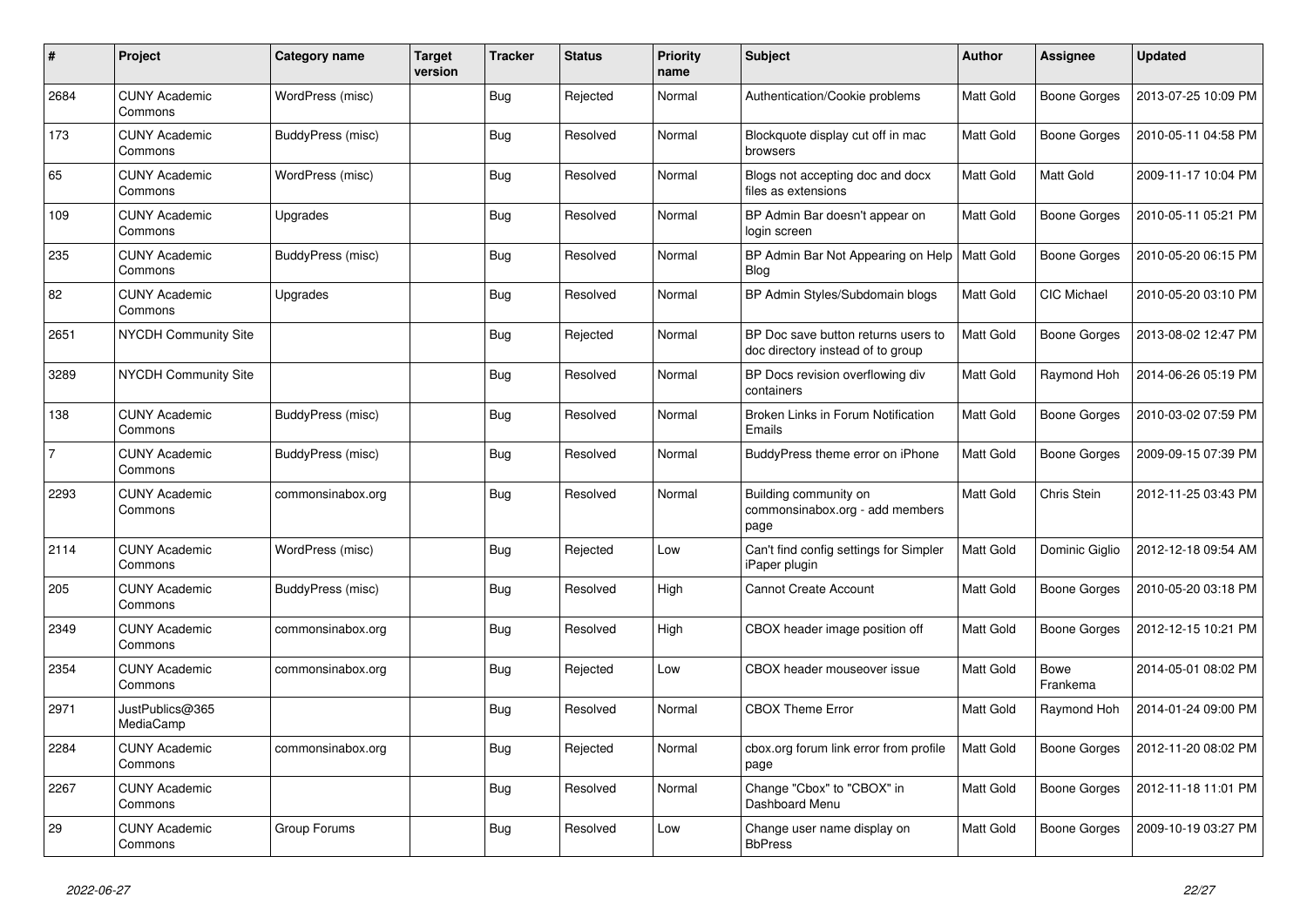| # | Project | Category name | Target version | Tracker | Status | Priority name | Subject | Author | Assignee | Updated |
|---|---|---|---|---|---|---|---|---|---|---|
| 2684 | CUNY Academic Commons | WordPress (misc) | | Bug | Rejected | Normal | Authentication/Cookie problems | Matt Gold | Boone Gorges | 2013-07-25 10:09 PM |
| 173 | CUNY Academic Commons | BuddyPress (misc) | | Bug | Resolved | Normal | Blockquote display cut off in mac browsers | Matt Gold | Boone Gorges | 2010-05-11 04:58 PM |
| 65 | CUNY Academic Commons | WordPress (misc) | | Bug | Resolved | Normal | Blogs not accepting doc and docx files as extensions | Matt Gold | Matt Gold | 2009-11-17 10:04 PM |
| 109 | CUNY Academic Commons | Upgrades | | Bug | Resolved | Normal | BP Admin Bar doesn't appear on login screen | Matt Gold | Boone Gorges | 2010-05-11 05:21 PM |
| 235 | CUNY Academic Commons | BuddyPress (misc) | | Bug | Resolved | Normal | BP Admin Bar Not Appearing on Help Blog | Matt Gold | Boone Gorges | 2010-05-20 06:15 PM |
| 82 | CUNY Academic Commons | Upgrades | | Bug | Resolved | Normal | BP Admin Styles/Subdomain blogs | Matt Gold | CIC Michael | 2010-05-20 03:10 PM |
| 2651 | NYCDH Community Site | | | Bug | Rejected | Normal | BP Doc save button returns users to doc directory instead of to group | Matt Gold | Boone Gorges | 2013-08-02 12:47 PM |
| 3289 | NYCDH Community Site | | | Bug | Resolved | Normal | BP Docs revision overflowing div containers | Matt Gold | Raymond Hoh | 2014-06-26 05:19 PM |
| 138 | CUNY Academic Commons | BuddyPress (misc) | | Bug | Resolved | Normal | Broken Links in Forum Notification Emails | Matt Gold | Boone Gorges | 2010-03-02 07:59 PM |
| 7 | CUNY Academic Commons | BuddyPress (misc) | | Bug | Resolved | Normal | BuddyPress theme error on iPhone | Matt Gold | Boone Gorges | 2009-09-15 07:39 PM |
| 2293 | CUNY Academic Commons | commonsinabox.org | | Bug | Resolved | Normal | Building community on commonsinabox.org - add members page | Matt Gold | Chris Stein | 2012-11-25 03:43 PM |
| 2114 | CUNY Academic Commons | WordPress (misc) | | Bug | Rejected | Low | Can't find config settings for Simpler iPaper plugin | Matt Gold | Dominic Giglio | 2012-12-18 09:54 AM |
| 205 | CUNY Academic Commons | BuddyPress (misc) | | Bug | Resolved | High | Cannot Create Account | Matt Gold | Boone Gorges | 2010-05-20 03:18 PM |
| 2349 | CUNY Academic Commons | commonsinabox.org | | Bug | Resolved | High | CBOX header image position off | Matt Gold | Boone Gorges | 2012-12-15 10:21 PM |
| 2354 | CUNY Academic Commons | commonsinabox.org | | Bug | Rejected | Low | CBOX header mouseover issue | Matt Gold | Bowe Frankema | 2014-05-01 08:02 PM |
| 2971 | JustPublics@365 MediaCamp | | | Bug | Resolved | Normal | CBOX Theme Error | Matt Gold | Raymond Hoh | 2014-01-24 09:00 PM |
| 2284 | CUNY Academic Commons | commonsinabox.org | | Bug | Rejected | Normal | cbox.org forum link error from profile page | Matt Gold | Boone Gorges | 2012-11-20 08:02 PM |
| 2267 | CUNY Academic Commons | | | Bug | Resolved | Normal | Change "Cbox" to "CBOX" in Dashboard Menu | Matt Gold | Boone Gorges | 2012-11-18 11:01 PM |
| 29 | CUNY Academic Commons | Group Forums | | Bug | Resolved | Low | Change user name display on BbPress | Matt Gold | Boone Gorges | 2009-10-19 03:27 PM |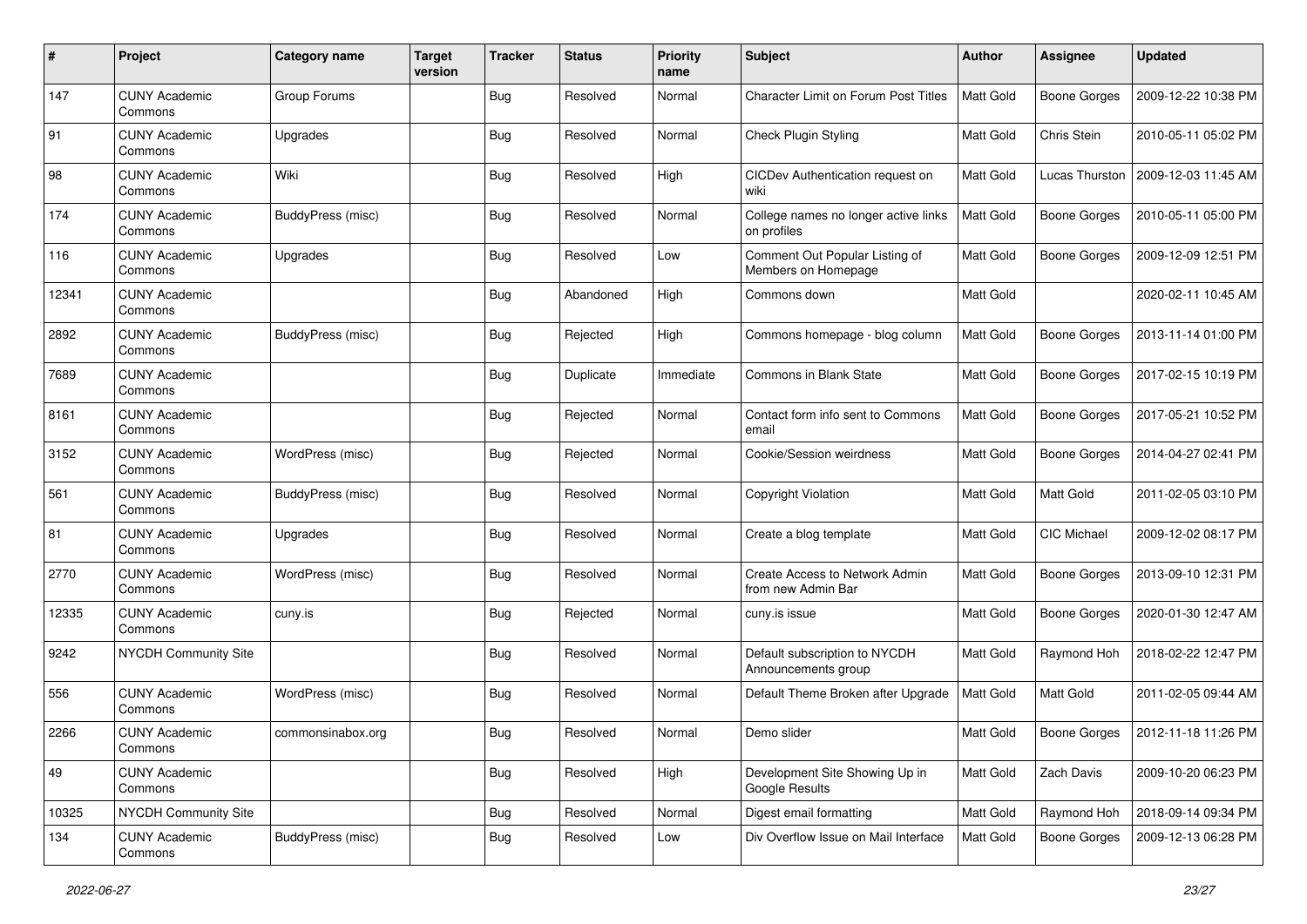| # | Project | Category name | Target version | Tracker | Status | Priority name | Subject | Author | Assignee | Updated |
|---|---|---|---|---|---|---|---|---|---|---|
| 147 | CUNY Academic Commons | Group Forums | | Bug | Resolved | Normal | Character Limit on Forum Post Titles | Matt Gold | Boone Gorges | 2009-12-22 10:38 PM |
| 91 | CUNY Academic Commons | Upgrades | | Bug | Resolved | Normal | Check Plugin Styling | Matt Gold | Chris Stein | 2010-05-11 05:02 PM |
| 98 | CUNY Academic Commons | Wiki | | Bug | Resolved | High | CICDev Authentication request on wiki | Matt Gold | Lucas Thurston | 2009-12-03 11:45 AM |
| 174 | CUNY Academic Commons | BuddyPress (misc) | | Bug | Resolved | Normal | College names no longer active links on profiles | Matt Gold | Boone Gorges | 2010-05-11 05:00 PM |
| 116 | CUNY Academic Commons | Upgrades | | Bug | Resolved | Low | Comment Out Popular Listing of Members on Homepage | Matt Gold | Boone Gorges | 2009-12-09 12:51 PM |
| 12341 | CUNY Academic Commons | | | Bug | Abandoned | High | Commons down | Matt Gold | | 2020-02-11 10:45 AM |
| 2892 | CUNY Academic Commons | BuddyPress (misc) | | Bug | Rejected | High | Commons homepage - blog column | Matt Gold | Boone Gorges | 2013-11-14 01:00 PM |
| 7689 | CUNY Academic Commons | | | Bug | Duplicate | Immediate | Commons in Blank State | Matt Gold | Boone Gorges | 2017-02-15 10:19 PM |
| 8161 | CUNY Academic Commons | | | Bug | Rejected | Normal | Contact form info sent to Commons email | Matt Gold | Boone Gorges | 2017-05-21 10:52 PM |
| 3152 | CUNY Academic Commons | WordPress (misc) | | Bug | Rejected | Normal | Cookie/Session weirdness | Matt Gold | Boone Gorges | 2014-04-27 02:41 PM |
| 561 | CUNY Academic Commons | BuddyPress (misc) | | Bug | Resolved | Normal | Copyright Violation | Matt Gold | Matt Gold | 2011-02-05 03:10 PM |
| 81 | CUNY Academic Commons | Upgrades | | Bug | Resolved | Normal | Create a blog template | Matt Gold | CIC Michael | 2009-12-02 08:17 PM |
| 2770 | CUNY Academic Commons | WordPress (misc) | | Bug | Resolved | Normal | Create Access to Network Admin from new Admin Bar | Matt Gold | Boone Gorges | 2013-09-10 12:31 PM |
| 12335 | CUNY Academic Commons | cuny.is | | Bug | Rejected | Normal | cuny.is issue | Matt Gold | Boone Gorges | 2020-01-30 12:47 AM |
| 9242 | NYCDH Community Site | | | Bug | Resolved | Normal | Default subscription to NYCDH Announcements group | Matt Gold | Raymond Hoh | 2018-02-22 12:47 PM |
| 556 | CUNY Academic Commons | WordPress (misc) | | Bug | Resolved | Normal | Default Theme Broken after Upgrade | Matt Gold | Matt Gold | 2011-02-05 09:44 AM |
| 2266 | CUNY Academic Commons | commonsinabox.org | | Bug | Resolved | Normal | Demo slider | Matt Gold | Boone Gorges | 2012-11-18 11:26 PM |
| 49 | CUNY Academic Commons | | | Bug | Resolved | High | Development Site Showing Up in Google Results | Matt Gold | Zach Davis | 2009-10-20 06:23 PM |
| 10325 | NYCDH Community Site | | | Bug | Resolved | Normal | Digest email formatting | Matt Gold | Raymond Hoh | 2018-09-14 09:34 PM |
| 134 | CUNY Academic Commons | BuddyPress (misc) | | Bug | Resolved | Low | Div Overflow Issue on Mail Interface | Matt Gold | Boone Gorges | 2009-12-13 06:28 PM |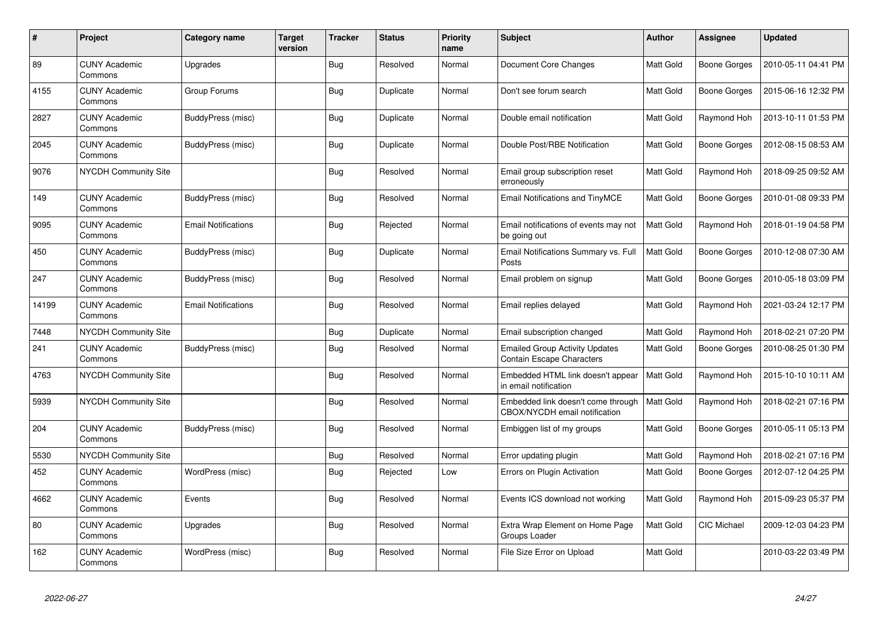| # | Project | Category name | Target version | Tracker | Status | Priority name | Subject | Author | Assignee | Updated |
|---|---|---|---|---|---|---|---|---|---|---|
| 89 | CUNY Academic Commons | Upgrades | | Bug | Resolved | Normal | Document Core Changes | Matt Gold | Boone Gorges | 2010-05-11 04:41 PM |
| 4155 | CUNY Academic Commons | Group Forums | | Bug | Duplicate | Normal | Don't see forum search | Matt Gold | Boone Gorges | 2015-06-16 12:32 PM |
| 2827 | CUNY Academic Commons | BuddyPress (misc) | | Bug | Duplicate | Normal | Double email notification | Matt Gold | Raymond Hoh | 2013-10-11 01:53 PM |
| 2045 | CUNY Academic Commons | BuddyPress (misc) | | Bug | Duplicate | Normal | Double Post/RBE Notification | Matt Gold | Boone Gorges | 2012-08-15 08:53 AM |
| 9076 | NYCDH Community Site | | | Bug | Resolved | Normal | Email group subscription reset erroneously | Matt Gold | Raymond Hoh | 2018-09-25 09:52 AM |
| 149 | CUNY Academic Commons | BuddyPress (misc) | | Bug | Resolved | Normal | Email Notifications and TinyMCE | Matt Gold | Boone Gorges | 2010-01-08 09:33 PM |
| 9095 | CUNY Academic Commons | Email Notifications | | Bug | Rejected | Normal | Email notifications of events may not be going out | Matt Gold | Raymond Hoh | 2018-01-19 04:58 PM |
| 450 | CUNY Academic Commons | BuddyPress (misc) | | Bug | Duplicate | Normal | Email Notifications Summary vs. Full Posts | Matt Gold | Boone Gorges | 2010-12-08 07:30 AM |
| 247 | CUNY Academic Commons | BuddyPress (misc) | | Bug | Resolved | Normal | Email problem on signup | Matt Gold | Boone Gorges | 2010-05-18 03:09 PM |
| 14199 | CUNY Academic Commons | Email Notifications | | Bug | Resolved | Normal | Email replies delayed | Matt Gold | Raymond Hoh | 2021-03-24 12:17 PM |
| 7448 | NYCDH Community Site | | | Bug | Duplicate | Normal | Email subscription changed | Matt Gold | Raymond Hoh | 2018-02-21 07:20 PM |
| 241 | CUNY Academic Commons | BuddyPress (misc) | | Bug | Resolved | Normal | Emailed Group Activity Updates Contain Escape Characters | Matt Gold | Boone Gorges | 2010-08-25 01:30 PM |
| 4763 | NYCDH Community Site | | | Bug | Resolved | Normal | Embedded HTML link doesn't appear in email notification | Matt Gold | Raymond Hoh | 2015-10-10 10:11 AM |
| 5939 | NYCDH Community Site | | | Bug | Resolved | Normal | Embedded link doesn't come through CBOX/NYCDH email notification | Matt Gold | Raymond Hoh | 2018-02-21 07:16 PM |
| 204 | CUNY Academic Commons | BuddyPress (misc) | | Bug | Resolved | Normal | Embiggen list of my groups | Matt Gold | Boone Gorges | 2010-05-11 05:13 PM |
| 5530 | NYCDH Community Site | | | Bug | Resolved | Normal | Error updating plugin | Matt Gold | Raymond Hoh | 2018-02-21 07:16 PM |
| 452 | CUNY Academic Commons | WordPress (misc) | | Bug | Rejected | Low | Errors on Plugin Activation | Matt Gold | Boone Gorges | 2012-07-12 04:25 PM |
| 4662 | CUNY Academic Commons | Events | | Bug | Resolved | Normal | Events ICS download not working | Matt Gold | Raymond Hoh | 2015-09-23 05:37 PM |
| 80 | CUNY Academic Commons | Upgrades | | Bug | Resolved | Normal | Extra Wrap Element on Home Page Groups Loader | Matt Gold | CIC Michael | 2009-12-03 04:23 PM |
| 162 | CUNY Academic Commons | WordPress (misc) | | Bug | Resolved | Normal | File Size Error on Upload | Matt Gold | | 2010-03-22 03:49 PM |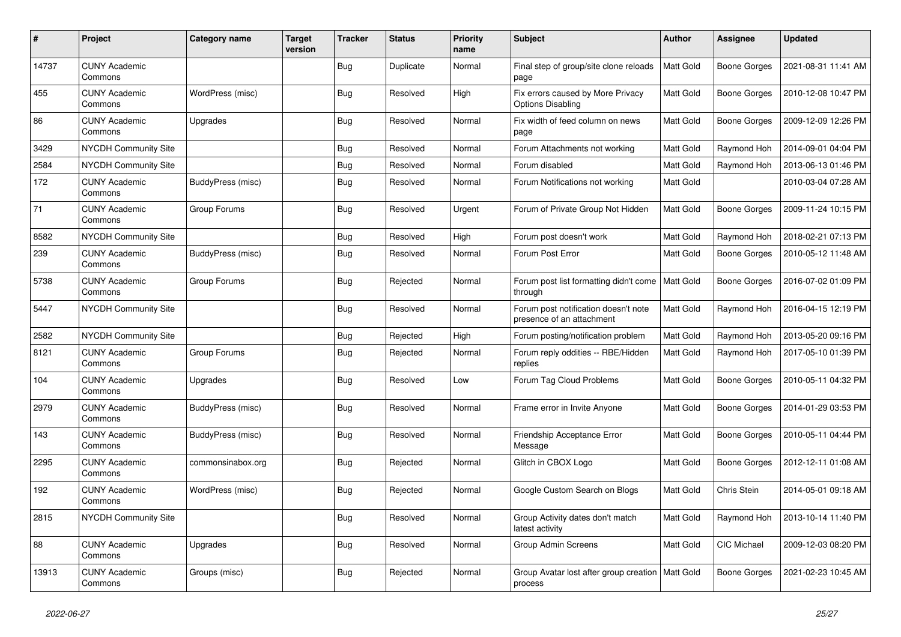| # | Project | Category name | Target version | Tracker | Status | Priority name | Subject | Author | Assignee | Updated |
|---|---|---|---|---|---|---|---|---|---|---|
| 14737 | CUNY Academic Commons | | | Bug | Duplicate | Normal | Final step of group/site clone reloads page | Matt Gold | Boone Gorges | 2021-08-31 11:41 AM |
| 455 | CUNY Academic Commons | WordPress (misc) | | Bug | Resolved | High | Fix errors caused by More Privacy Options Disabling | Matt Gold | Boone Gorges | 2010-12-08 10:47 PM |
| 86 | CUNY Academic Commons | Upgrades | | Bug | Resolved | Normal | Fix width of feed column on news page | Matt Gold | Boone Gorges | 2009-12-09 12:26 PM |
| 3429 | NYCDH Community Site | | | Bug | Resolved | Normal | Forum Attachments not working | Matt Gold | Raymond Hoh | 2014-09-01 04:04 PM |
| 2584 | NYCDH Community Site | | | Bug | Resolved | Normal | Forum disabled | Matt Gold | Raymond Hoh | 2013-06-13 01:46 PM |
| 172 | CUNY Academic Commons | BuddyPress (misc) | | Bug | Resolved | Normal | Forum Notifications not working | Matt Gold | | 2010-03-04 07:28 AM |
| 71 | CUNY Academic Commons | Group Forums | | Bug | Resolved | Urgent | Forum of Private Group Not Hidden | Matt Gold | Boone Gorges | 2009-11-24 10:15 PM |
| 8582 | NYCDH Community Site | | | Bug | Resolved | High | Forum post doesn't work | Matt Gold | Raymond Hoh | 2018-02-21 07:13 PM |
| 239 | CUNY Academic Commons | BuddyPress (misc) | | Bug | Resolved | Normal | Forum Post Error | Matt Gold | Boone Gorges | 2010-05-12 11:48 AM |
| 5738 | CUNY Academic Commons | Group Forums | | Bug | Rejected | Normal | Forum post list formatting didn't come through | Matt Gold | Boone Gorges | 2016-07-02 01:09 PM |
| 5447 | NYCDH Community Site | | | Bug | Resolved | Normal | Forum post notification doesn't note presence of an attachment | Matt Gold | Raymond Hoh | 2016-04-15 12:19 PM |
| 2582 | NYCDH Community Site | | | Bug | Rejected | High | Forum posting/notification problem | Matt Gold | Raymond Hoh | 2013-05-20 09:16 PM |
| 8121 | CUNY Academic Commons | Group Forums | | Bug | Rejected | Normal | Forum reply oddities -- RBE/Hidden replies | Matt Gold | Raymond Hoh | 2017-05-10 01:39 PM |
| 104 | CUNY Academic Commons | Upgrades | | Bug | Resolved | Low | Forum Tag Cloud Problems | Matt Gold | Boone Gorges | 2010-05-11 04:32 PM |
| 2979 | CUNY Academic Commons | BuddyPress (misc) | | Bug | Resolved | Normal | Frame error in Invite Anyone | Matt Gold | Boone Gorges | 2014-01-29 03:53 PM |
| 143 | CUNY Academic Commons | BuddyPress (misc) | | Bug | Resolved | Normal | Friendship Acceptance Error Message | Matt Gold | Boone Gorges | 2010-05-11 04:44 PM |
| 2295 | CUNY Academic Commons | commonsinabox.org | | Bug | Rejected | Normal | Glitch in CBOX Logo | Matt Gold | Boone Gorges | 2012-12-11 01:08 AM |
| 192 | CUNY Academic Commons | WordPress (misc) | | Bug | Rejected | Normal | Google Custom Search on Blogs | Matt Gold | Chris Stein | 2014-05-01 09:18 AM |
| 2815 | NYCDH Community Site | | | Bug | Resolved | Normal | Group Activity dates don't match latest activity | Matt Gold | Raymond Hoh | 2013-10-14 11:40 PM |
| 88 | CUNY Academic Commons | Upgrades | | Bug | Resolved | Normal | Group Admin Screens | Matt Gold | CIC Michael | 2009-12-03 08:20 PM |
| 13913 | CUNY Academic Commons | Groups (misc) | | Bug | Rejected | Normal | Group Avatar lost after group creation process | Matt Gold | Boone Gorges | 2021-02-23 10:45 AM |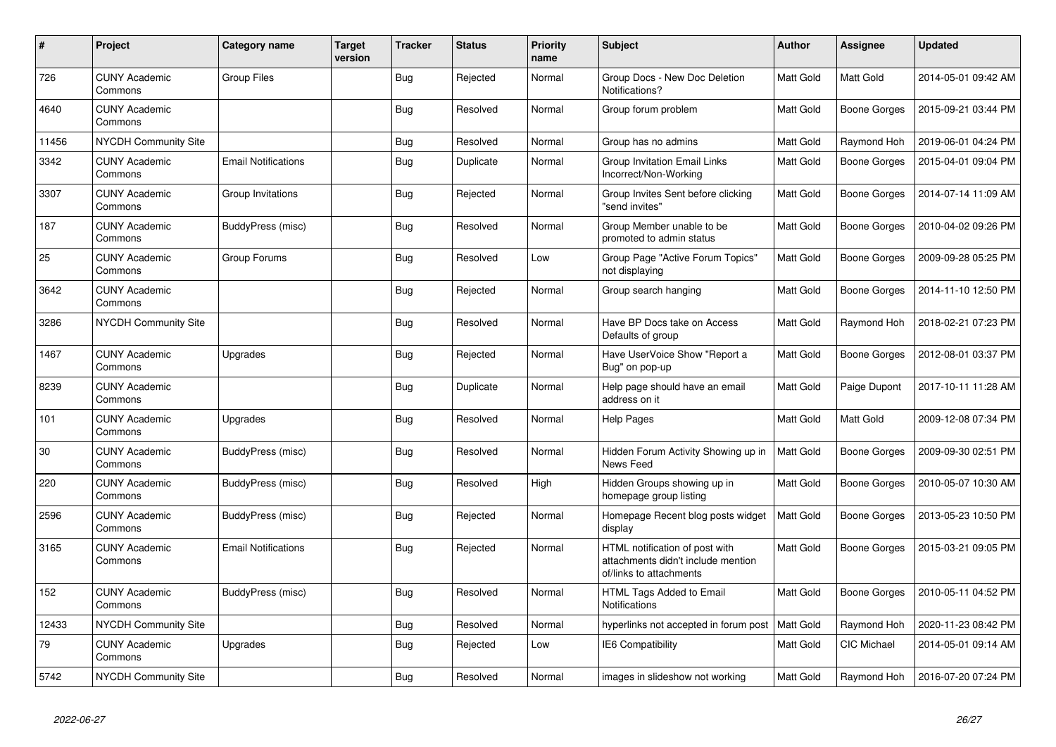| # | Project | Category name | Target version | Tracker | Status | Priority name | Subject | Author | Assignee | Updated |
|---|---|---|---|---|---|---|---|---|---|---|
| 726 | CUNY Academic Commons | Group Files | | Bug | Rejected | Normal | Group Docs - New Doc Deletion Notifications? | Matt Gold | Matt Gold | 2014-05-01 09:42 AM |
| 4640 | CUNY Academic Commons | | | Bug | Resolved | Normal | Group forum problem | Matt Gold | Boone Gorges | 2015-09-21 03:44 PM |
| 11456 | NYCDH Community Site | | | Bug | Resolved | Normal | Group has no admins | Matt Gold | Raymond Hoh | 2019-06-01 04:24 PM |
| 3342 | CUNY Academic Commons | Email Notifications | | Bug | Duplicate | Normal | Group Invitation Email Links Incorrect/Non-Working | Matt Gold | Boone Gorges | 2015-04-01 09:04 PM |
| 3307 | CUNY Academic Commons | Group Invitations | | Bug | Rejected | Normal | Group Invites Sent before clicking "send invites" | Matt Gold | Boone Gorges | 2014-07-14 11:09 AM |
| 187 | CUNY Academic Commons | BuddyPress (misc) | | Bug | Resolved | Normal | Group Member unable to be promoted to admin status | Matt Gold | Boone Gorges | 2010-04-02 09:26 PM |
| 25 | CUNY Academic Commons | Group Forums | | Bug | Resolved | Low | Group Page "Active Forum Topics" not displaying | Matt Gold | Boone Gorges | 2009-09-28 05:25 PM |
| 3642 | CUNY Academic Commons | | | Bug | Rejected | Normal | Group search hanging | Matt Gold | Boone Gorges | 2014-11-10 12:50 PM |
| 3286 | NYCDH Community Site | | | Bug | Resolved | Normal | Have BP Docs take on Access Defaults of group | Matt Gold | Raymond Hoh | 2018-02-21 07:23 PM |
| 1467 | CUNY Academic Commons | Upgrades | | Bug | Rejected | Normal | Have UserVoice Show "Report a Bug" on pop-up | Matt Gold | Boone Gorges | 2012-08-01 03:37 PM |
| 8239 | CUNY Academic Commons | | | Bug | Duplicate | Normal | Help page should have an email address on it | Matt Gold | Paige Dupont | 2017-10-11 11:28 AM |
| 101 | CUNY Academic Commons | Upgrades | | Bug | Resolved | Normal | Help Pages | Matt Gold | Matt Gold | 2009-12-08 07:34 PM |
| 30 | CUNY Academic Commons | BuddyPress (misc) | | Bug | Resolved | Normal | Hidden Forum Activity Showing up in News Feed | Matt Gold | Boone Gorges | 2009-09-30 02:51 PM |
| 220 | CUNY Academic Commons | BuddyPress (misc) | | Bug | Resolved | High | Hidden Groups showing up in homepage group listing | Matt Gold | Boone Gorges | 2010-05-07 10:30 AM |
| 2596 | CUNY Academic Commons | BuddyPress (misc) | | Bug | Rejected | Normal | Homepage Recent blog posts widget display | Matt Gold | Boone Gorges | 2013-05-23 10:50 PM |
| 3165 | CUNY Academic Commons | Email Notifications | | Bug | Rejected | Normal | HTML notification of post with attachments didn't include mention of/links to attachments | Matt Gold | Boone Gorges | 2015-03-21 09:05 PM |
| 152 | CUNY Academic Commons | BuddyPress (misc) | | Bug | Resolved | Normal | HTML Tags Added to Email Notifications | Matt Gold | Boone Gorges | 2010-05-11 04:52 PM |
| 12433 | NYCDH Community Site | | | Bug | Resolved | Normal | hyperlinks not accepted in forum post | Matt Gold | Raymond Hoh | 2020-11-23 08:42 PM |
| 79 | CUNY Academic Commons | Upgrades | | Bug | Rejected | Low | IE6 Compatibility | Matt Gold | CIC Michael | 2014-05-01 09:14 AM |
| 5742 | NYCDH Community Site | | | Bug | Resolved | Normal | images in slideshow not working | Matt Gold | Raymond Hoh | 2016-07-20 07:24 PM |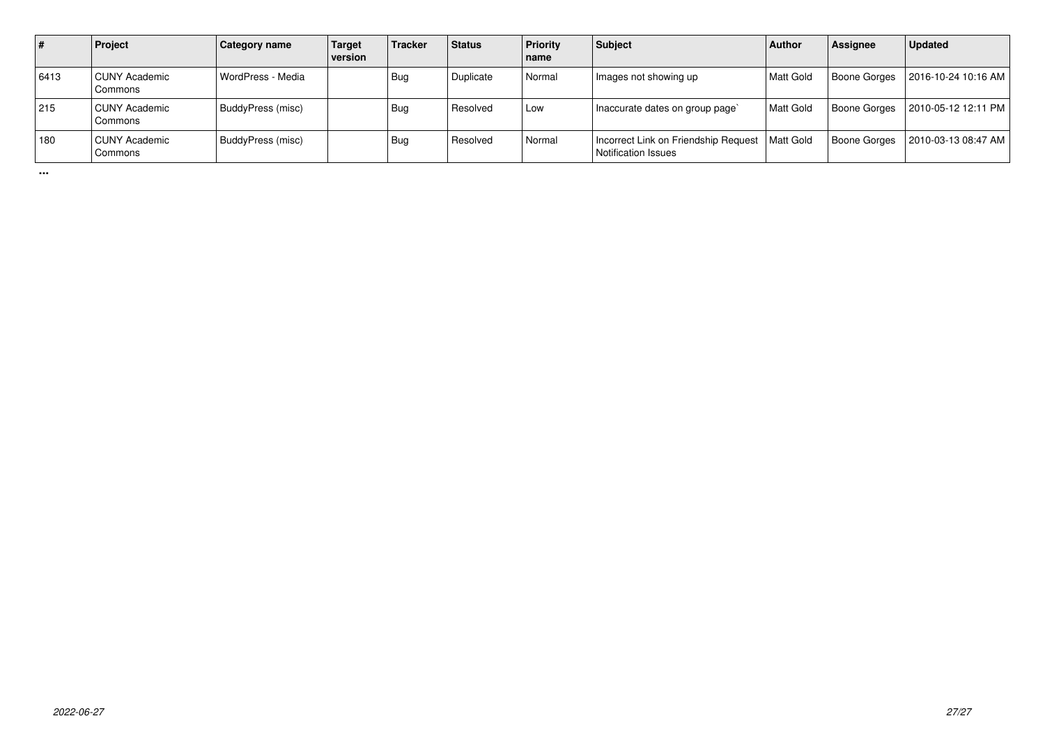| # | Project | Category name | Target version | Tracker | Status | Priority name | Subject | Author | Assignee | Updated |
|---|---|---|---|---|---|---|---|---|---|---|
| 6413 | CUNY Academic Commons | WordPress - Media | | Bug | Duplicate | Normal | Images not showing up | Matt Gold | Boone Gorges | 2016-10-24 10:16 AM |
| 215 | CUNY Academic Commons | BuddyPress (misc) | | Bug | Resolved | Low | Inaccurate dates on group page` | Matt Gold | Boone Gorges | 2010-05-12 12:11 PM |
| 180 | CUNY Academic Commons | BuddyPress (misc) | | Bug | Resolved | Normal | Incorrect Link on Friendship Request Notification Issues | Matt Gold | Boone Gorges | 2010-03-13 08:47 AM |

...